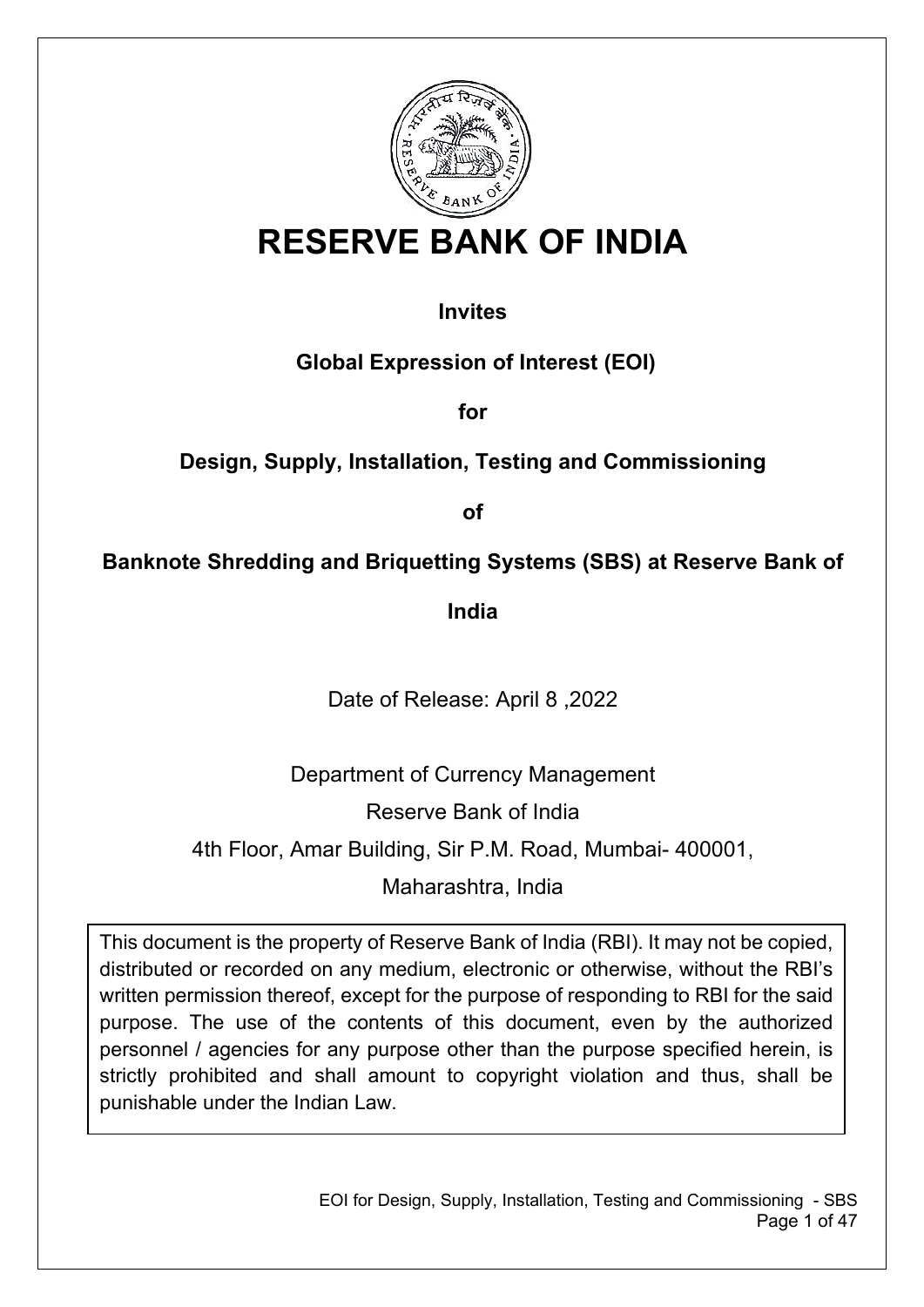# RESERVE BANK OF INDIA

**Invites**

**Global Expression of Interest (EOI)**

**for**

**Design, Supply, Installation, Testing and Commissioning**

**of**

**Banknote Shredding and Briquetting Systems (SBS) at Reserve Bank of India**

Date of Release: April 8 ,2022

Department of Currency Management

Reserve Bank of India

4th Floor, Amar Building, Sir P.M. Road, Mumbai- 400001,

Maharashtra, India

This document is the property of Reserve Bank of India (RBI). It may not be copied, distributed or recorded on any medium, electronic or otherwise, without the RBI's written permission thereof, except for the purpose of responding to RBI for the said purpose. The use of the contents of this document, even by the authorized personnel / agencies for any purpose other than the purpose specified herein, is strictly prohibited and shall amount to copyright violation and thus, shall be punishable under the Indian Law.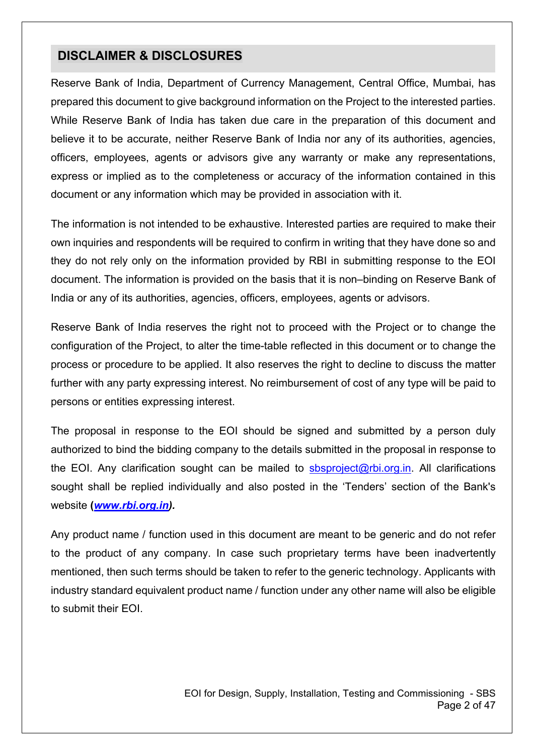## DISCLAIMER & DISCLOSURES

Reserve Bank of India, Department of Currency Management, Central Office, Mumbai, has prepared this document to give background information on the Project to the interested parties. While Reserve Bank of India has taken due care in the preparation of this document and believe it to be accurate, neither Reserve Bank of India nor any of its authorities, agencies, officers, employees, agents or advisors give any warranty or make any representations, express or implied as to the completeness or accuracy of the information contained in this document or any information which may be provided in association with it.

The information is not intended to be exhaustive. Interested parties are required to make their own inquiries and respondents will be required to confirm in writing that they have done so and they do not rely only on the information provided by RBI in submitting response to the EOI document. The information is provided on the basis that it is non–binding on Reserve Bank of India or any of its authorities, agencies, officers, employees, agents or advisors.

Reserve Bank of India reserves the right not to proceed with the Project or to change the configuration of the Project, to alter the time-table reflected in this document or to change the process or procedure to be applied. It also reserves the right to decline to discuss the matter further with any party expressing interest. No reimbursement of cost of any type will be paid to persons or entities expressing interest.

The proposal in response to the EOI should be signed and submitted by a person duly authorized to bind the bidding company to the details submitted in the proposal in response to the EOI. Any clarification sought can be mailed to sbsproject@rbi.org.in. All clarifications sought shall be replied individually and also posted in the 'Tenders' section of the Bank's website **(*www.rbi.org.in*).**

Any product name / function used in this document are meant to be generic and do not refer to the product of any company. In case such proprietary terms have been inadvertently mentioned, then such terms should be taken to refer to the generic technology. Applicants with industry standard equivalent product name / function under any other name will also be eligible to submit their EOI.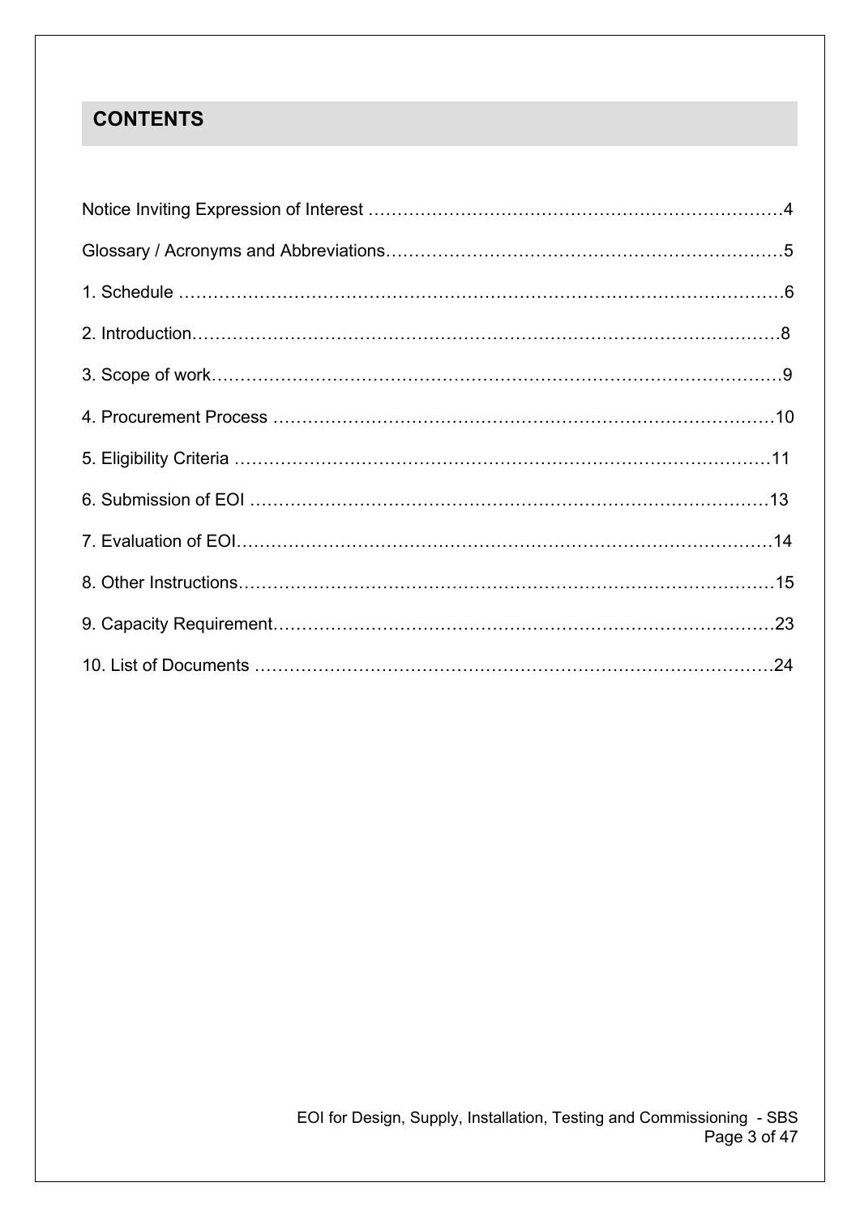## CONTENTS

Notice Inviting Expression of Interest ……………………………………………………………4

Glossary / Acronyms and Abbreviations……………………………………………………………5

1. Schedule ……………………………………………………………………………………………6

2. Introduction…………………………………………………………………………………………8

3. Scope of work………………………………………………………………………………………9

4. Procurement Process ……………………………………………………………………………10

5. Eligibility Criteria …………………………………………………………………………………11

6. Submission of EOI ………………………………………………………………………………13

7. Evaluation of EOI…………………………………………………………………………………14

8. Other Instructions…………………………………………………………………………………15

9. Capacity Requirement……………………………………………………………………………23

10. List of Documents ………………………………………………………………………………24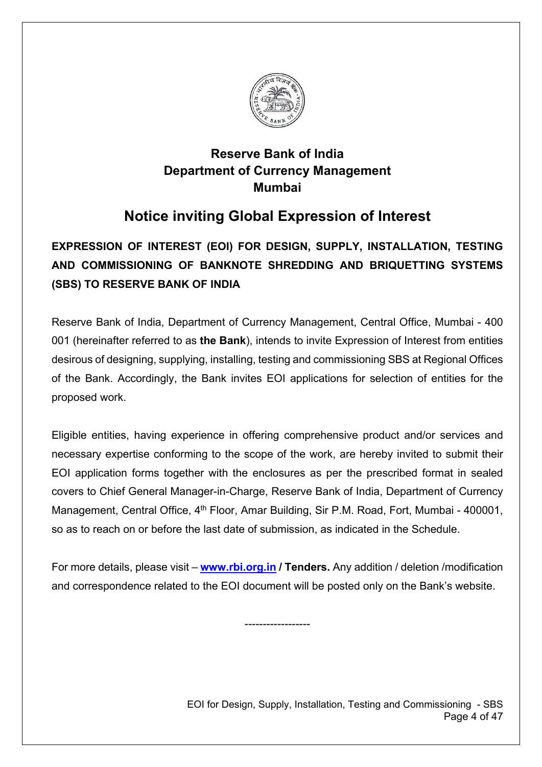# Reserve Bank of India
# Department of Currency Management
# Mumbai

## Notice inviting Global Expression of Interest

**EXPRESSION OF INTEREST (EOI) FOR DESIGN, SUPPLY, INSTALLATION, TESTING AND COMMISSIONING OF BANKNOTE SHREDDING AND BRIQUETTING SYSTEMS (SBS) TO RESERVE BANK OF INDIA**

Reserve Bank of India, Department of Currency Management, Central Office, Mumbai - 400 001 (hereinafter referred to as **the Bank**), intends to invite Expression of Interest from entities desirous of designing, supplying, installing, testing and commissioning SBS at Regional Offices of the Bank. Accordingly, the Bank invites EOI applications for selection of entities for the proposed work.

Eligible entities, having experience in offering comprehensive product and/or services and necessary expertise conforming to the scope of the work, are hereby invited to submit their EOI application forms together with the enclosures as per the prescribed format in sealed covers to Chief General Manager-in-Charge, Reserve Bank of India, Department of Currency Management, Central Office, 4th Floor, Amar Building, Sir P.M. Road, Fort, Mumbai - 400001, so as to reach on or before the last date of submission, as indicated in the Schedule.

For more details, please visit – **www.rbi.org.in / Tenders.** Any addition / deletion /modification and correspondence related to the EOI document will be posted only on the Bank's website.

------------------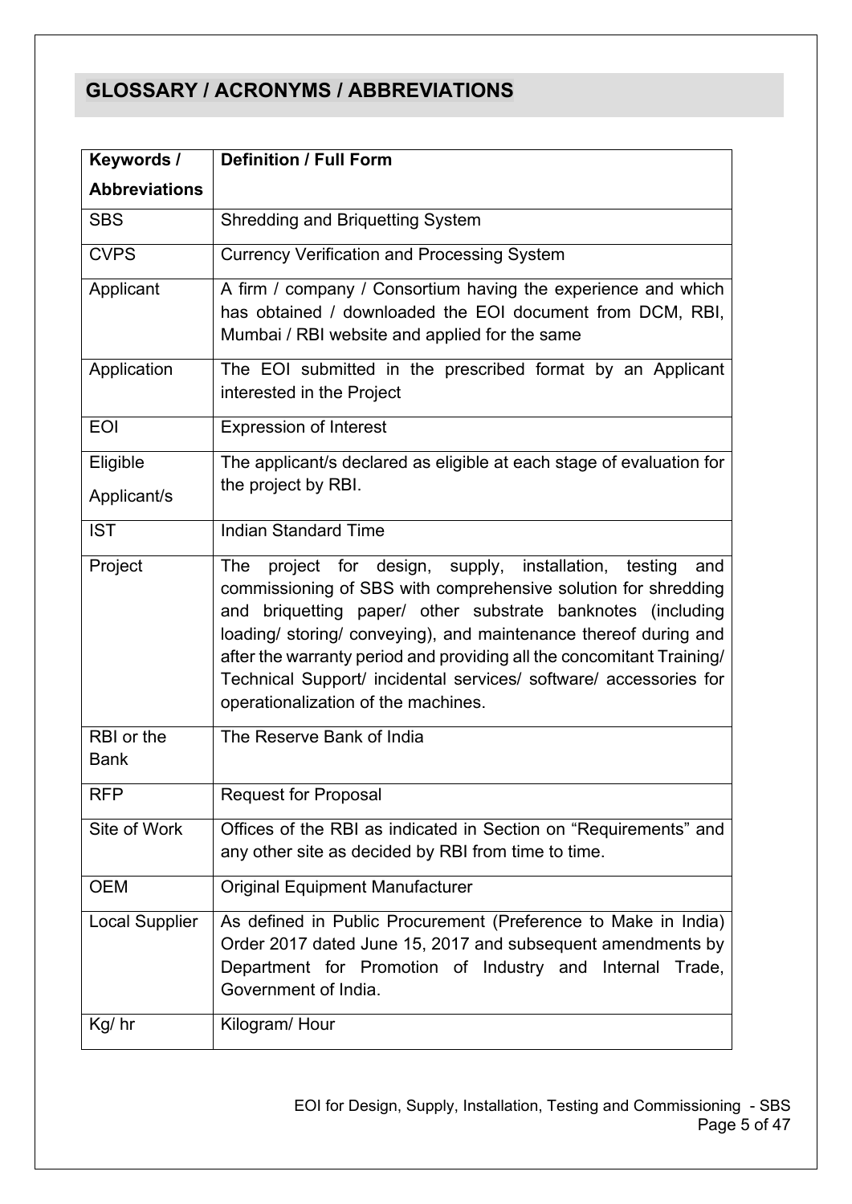## GLOSSARY / ACRONYMS / ABBREVIATIONS

| Keywords / Abbreviations | Definition / Full Form |
|---|---|
| SBS | Shredding and Briquetting System |
| CVPS | Currency Verification and Processing System |
| Applicant | A firm / company / Consortium having the experience and which has obtained / downloaded the EOI document from DCM, RBI, Mumbai / RBI website and applied for the same |
| Application | The EOI submitted in the prescribed format by an Applicant interested in the Project |
| EOI | Expression of Interest |
| Eligible Applicant/s | The applicant/s declared as eligible at each stage of evaluation for the project by RBI. |
| IST | Indian Standard Time |
| Project | The project for design, supply, installation, testing and commissioning of SBS with comprehensive solution for shredding and briquetting paper/ other substrate banknotes (including loading/ storing/ conveying), and maintenance thereof during and after the warranty period and providing all the concomitant Training/ Technical Support/ incidental services/ software/ accessories for operationalization of the machines. |
| RBI or the Bank | The Reserve Bank of India |
| RFP | Request for Proposal |
| Site of Work | Offices of the RBI as indicated in Section on "Requirements" and any other site as decided by RBI from time to time. |
| OEM | Original Equipment Manufacturer |
| Local Supplier | As defined in Public Procurement (Preference to Make in India) Order 2017 dated June 15, 2017 and subsequent amendments by Department for Promotion of Industry and Internal Trade, Government of India. |
| Kg/ hr | Kilogram/ Hour |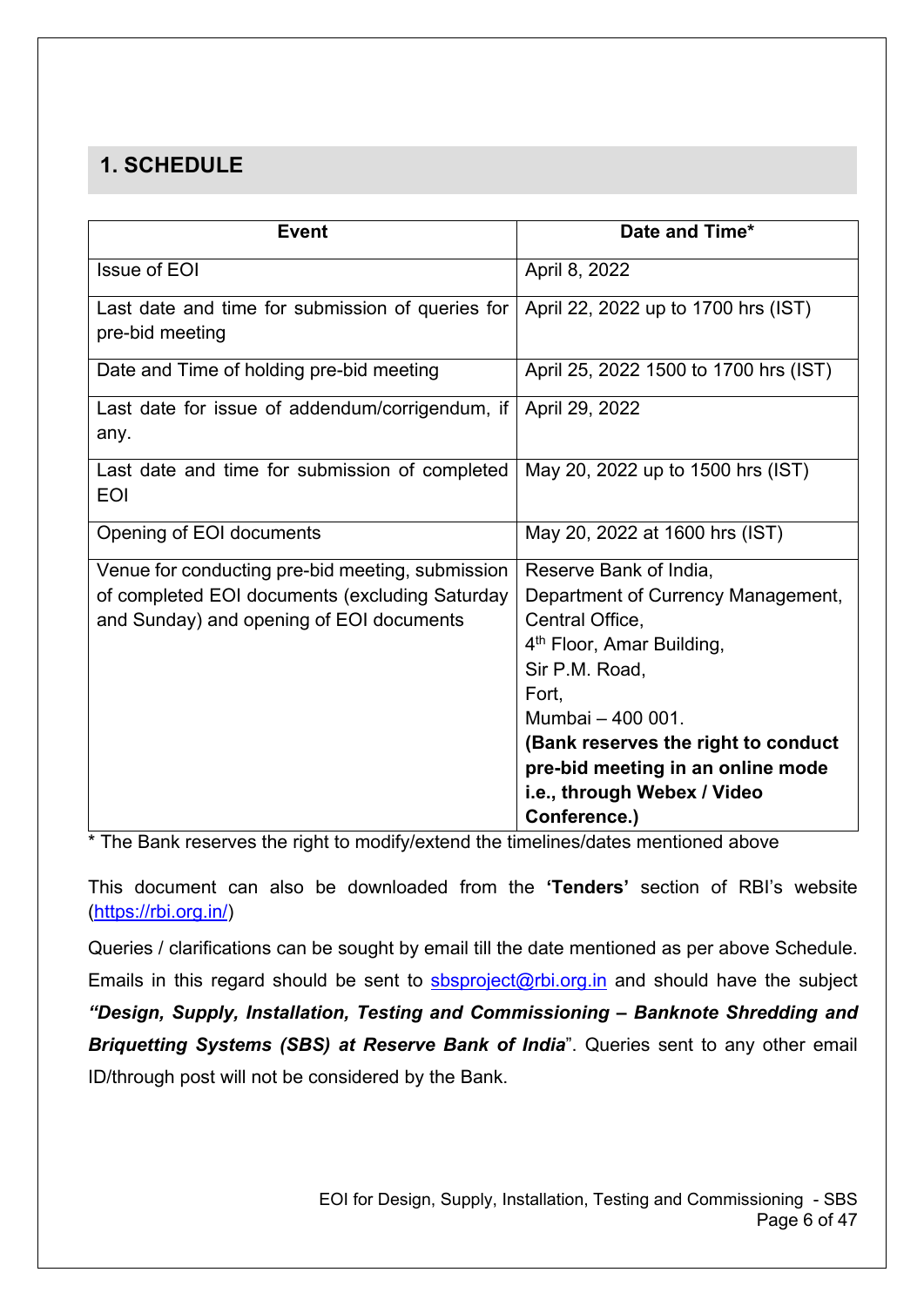## 1. SCHEDULE

| Event | Date and Time* |
|---|---|
| Issue of EOI | April 8, 2022 |
| Last date and time for submission of queries for pre-bid meeting | April 22, 2022 up to 1700 hrs (IST) |
| Date and Time of holding pre-bid meeting | April 25, 2022 1500 to 1700 hrs (IST) |
| Last date for issue of addendum/corrigendum, if any. | April 29, 2022 |
| Last date and time for submission of completed EOI | May 20, 2022 up to 1500 hrs (IST) |
| Opening of EOI documents | May 20, 2022 at 1600 hrs (IST) |
| Venue for conducting pre-bid meeting, submission of completed EOI documents (excluding Saturday and Sunday) and opening of EOI documents | Reserve Bank of India,<br>Department of Currency Management,<br>Central Office,<br>4th Floor, Amar Building,<br>Sir P.M. Road,<br>Fort,<br>Mumbai – 400 001.<br>**(Bank reserves the right to conduct pre-bid meeting in an online mode i.e., through Webex / Video Conference.)** |

* The Bank reserves the right to modify/extend the timelines/dates mentioned above

This document can also be downloaded from the **'Tenders'** section of RBI's website (https://rbi.org.in/)

Queries / clarifications can be sought by email till the date mentioned as per above Schedule. Emails in this regard should be sent to sbsproject@rbi.org.in and should have the subject ***"Design, Supply, Installation, Testing and Commissioning – Banknote Shredding and Briquetting Systems (SBS) at Reserve Bank of India***". Queries sent to any other email ID/through post will not be considered by the Bank.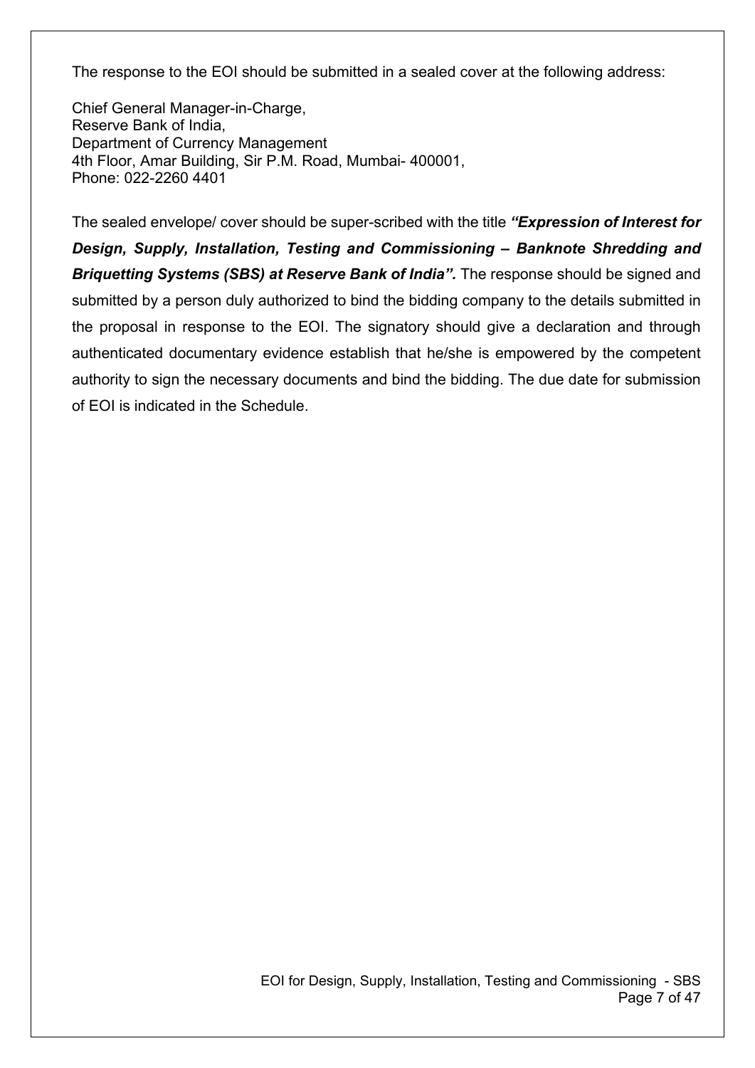The response to the EOI should be submitted in a sealed cover at the following address:

Chief General Manager-in-Charge,  
Reserve Bank of India,  
Department of Currency Management  
4th Floor, Amar Building, Sir P.M. Road, Mumbai- 400001,  
Phone: 022-2260 4401

The sealed envelope/ cover should be super-scribed with the title ***"Expression of Interest for Design, Supply, Installation, Testing and Commissioning – Banknote Shredding and Briquetting Systems (SBS) at Reserve Bank of India".*** The response should be signed and submitted by a person duly authorized to bind the bidding company to the details submitted in the proposal in response to the EOI. The signatory should give a declaration and through authenticated documentary evidence establish that he/she is empowered by the competent authority to sign the necessary documents and bind the bidding. The due date for submission of EOI is indicated in the Schedule.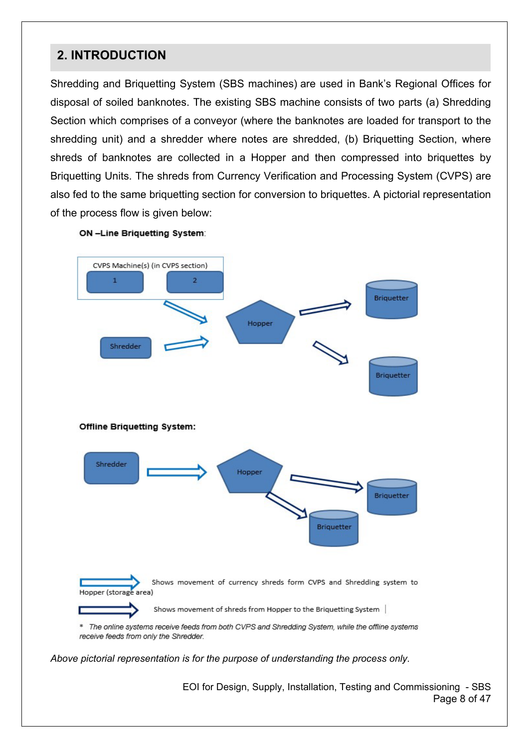## 2. INTRODUCTION

Shredding and Briquetting System (SBS machines) are used in Bank's Regional Offices for disposal of soiled banknotes. The existing SBS machine consists of two parts (a) Shredding Section which comprises of a conveyor (where the banknotes are loaded for transport to the shredding unit) and a shredder where notes are shredded, (b) Briquetting Section, where shreds of banknotes are collected in a Hopper and then compressed into briquettes by Briquetting Units. The shreds from Currency Verification and Processing System (CVPS) are also fed to the same briquetting section for conversion to briquettes. A pictorial representation of the process flow is given below:

**ON –Line Briquetting System**:

CVPS Machine(s) (in CVPS section)

1 2

Shredder

Hopper

Briquetter

Briquetter

**Offline Briquetting System:**

Shredder

Hopper

Briquetter

Briquetter

Shows movement of currency shreds form CVPS and Shredding system to Hopper (storage area)

Shows movement of shreds from Hopper to the Briquetting System

\* *The online systems receive feeds from both CVPS and Shredding System, while the offline systems receive feeds from only the Shredder.*

*Above pictorial representation is for the purpose of understanding the process only.*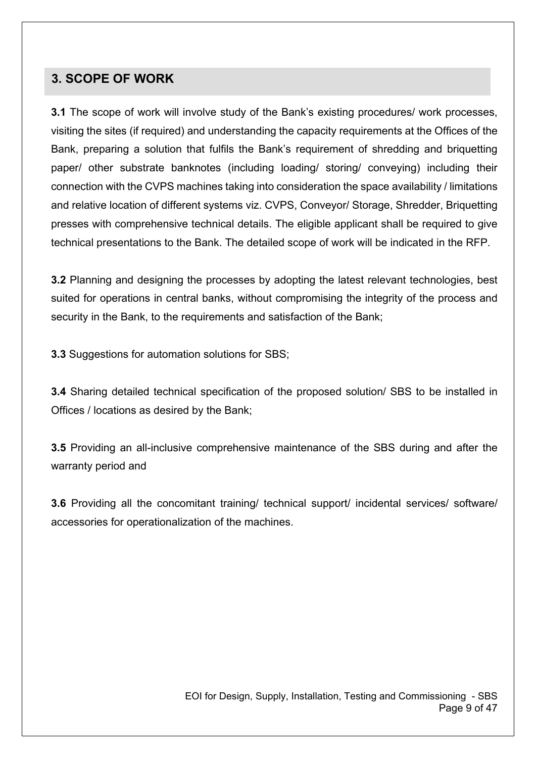## 3. SCOPE OF WORK

**3.1** The scope of work will involve study of the Bank's existing procedures/ work processes, visiting the sites (if required) and understanding the capacity requirements at the Offices of the Bank, preparing a solution that fulfils the Bank's requirement of shredding and briquetting paper/ other substrate banknotes (including loading/ storing/ conveying) including their connection with the CVPS machines taking into consideration the space availability / limitations and relative location of different systems viz. CVPS, Conveyor/ Storage, Shredder, Briquetting presses with comprehensive technical details. The eligible applicant shall be required to give technical presentations to the Bank. The detailed scope of work will be indicated in the RFP.

**3.2** Planning and designing the processes by adopting the latest relevant technologies, best suited for operations in central banks, without compromising the integrity of the process and security in the Bank, to the requirements and satisfaction of the Bank;

**3.3** Suggestions for automation solutions for SBS;

**3.4** Sharing detailed technical specification of the proposed solution/ SBS to be installed in Offices / locations as desired by the Bank;

**3.5** Providing an all-inclusive comprehensive maintenance of the SBS during and after the warranty period and

**3.6** Providing all the concomitant training/ technical support/ incidental services/ software/ accessories for operationalization of the machines.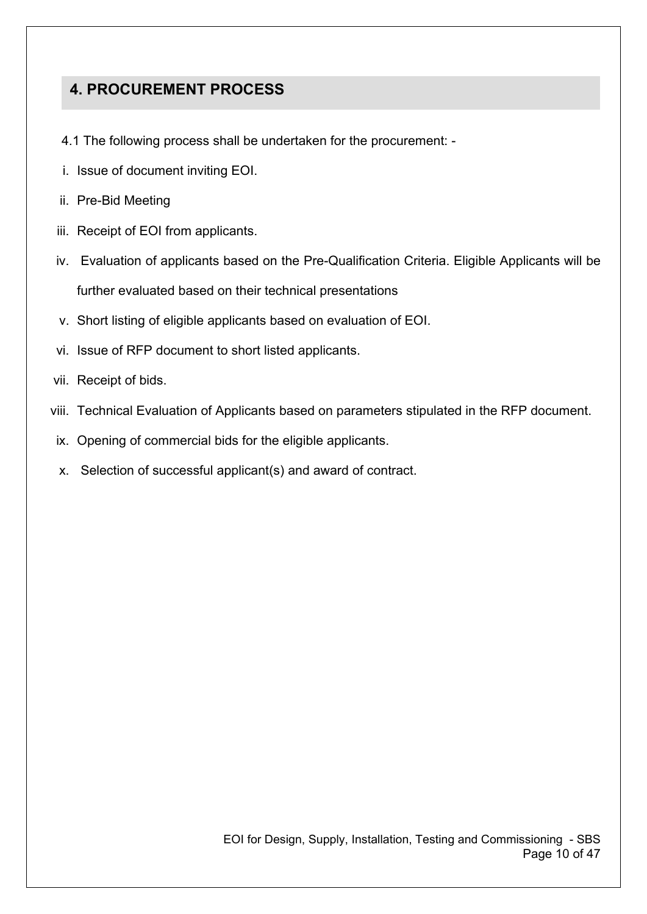## 4. PROCUREMENT PROCESS

4.1 The following process shall be undertaken for the procurement: -

i. Issue of document inviting EOI.

ii. Pre-Bid Meeting

iii. Receipt of EOI from applicants.

iv. Evaluation of applicants based on the Pre-Qualification Criteria. Eligible Applicants will be further evaluated based on their technical presentations

v. Short listing of eligible applicants based on evaluation of EOI.

vi. Issue of RFP document to short listed applicants.

vii. Receipt of bids.

viii. Technical Evaluation of Applicants based on parameters stipulated in the RFP document.

ix. Opening of commercial bids for the eligible applicants.

x. Selection of successful applicant(s) and award of contract.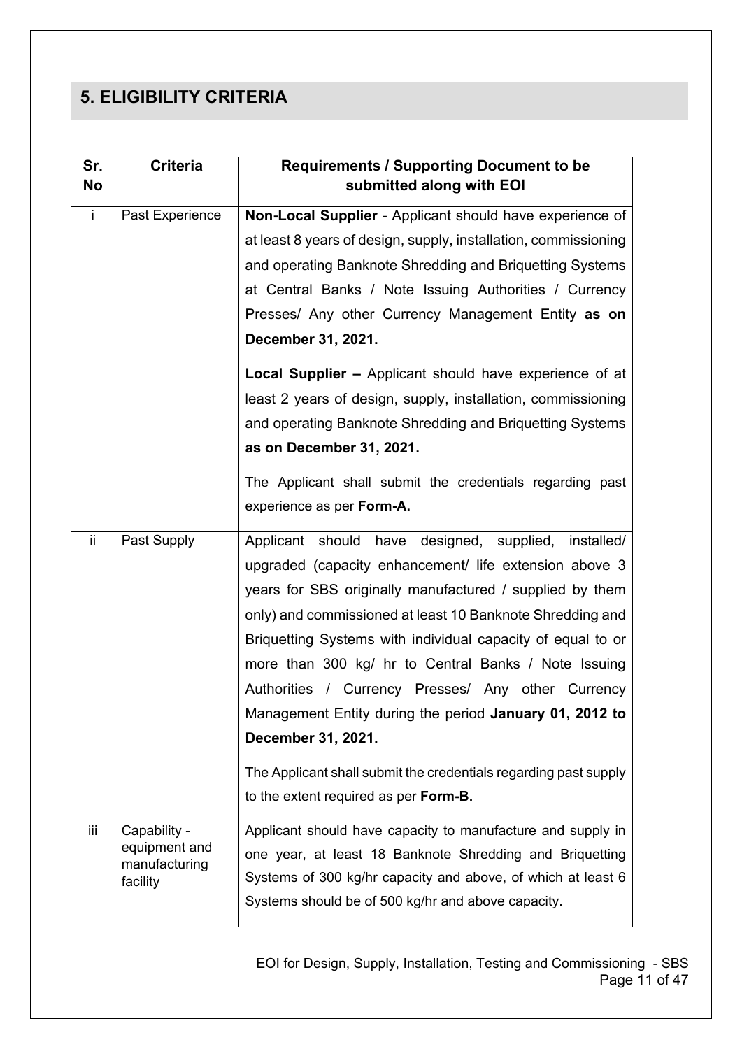## 5. ELIGIBILITY CRITERIA

| Sr. No | Criteria | Requirements / Supporting Document to be submitted along with EOI |
|---|---|---|
| i | Past Experience | **Non-Local Supplier** - Applicant should have experience of at least 8 years of design, supply, installation, commissioning and operating Banknote Shredding and Briquetting Systems at Central Banks / Note Issuing Authorities / Currency Presses/ Any other Currency Management Entity **as on December 31, 2021.**<br><br>**Local Supplier –** Applicant should have experience of at least 2 years of design, supply, installation, commissioning and operating Banknote Shredding and Briquetting Systems **as on December 31, 2021.**<br><br>The Applicant shall submit the credentials regarding past experience as per **Form-A.** |
| ii | Past Supply | Applicant should have designed, supplied, installed/ upgraded (capacity enhancement/ life extension above 3 years for SBS originally manufactured / supplied by them only) and commissioned at least 10 Banknote Shredding and Briquetting Systems with individual capacity of equal to or more than 300 kg/ hr to Central Banks / Note Issuing Authorities / Currency Presses/ Any other Currency Management Entity during the period **January 01, 2012 to December 31, 2021.**<br><br>The Applicant shall submit the credentials regarding past supply to the extent required as per **Form-B.** |
| iii | Capability - equipment and manufacturing facility | Applicant should have capacity to manufacture and supply in one year, at least 18 Banknote Shredding and Briquetting Systems of 300 kg/hr capacity and above, of which at least 6 Systems should be of 500 kg/hr and above capacity. |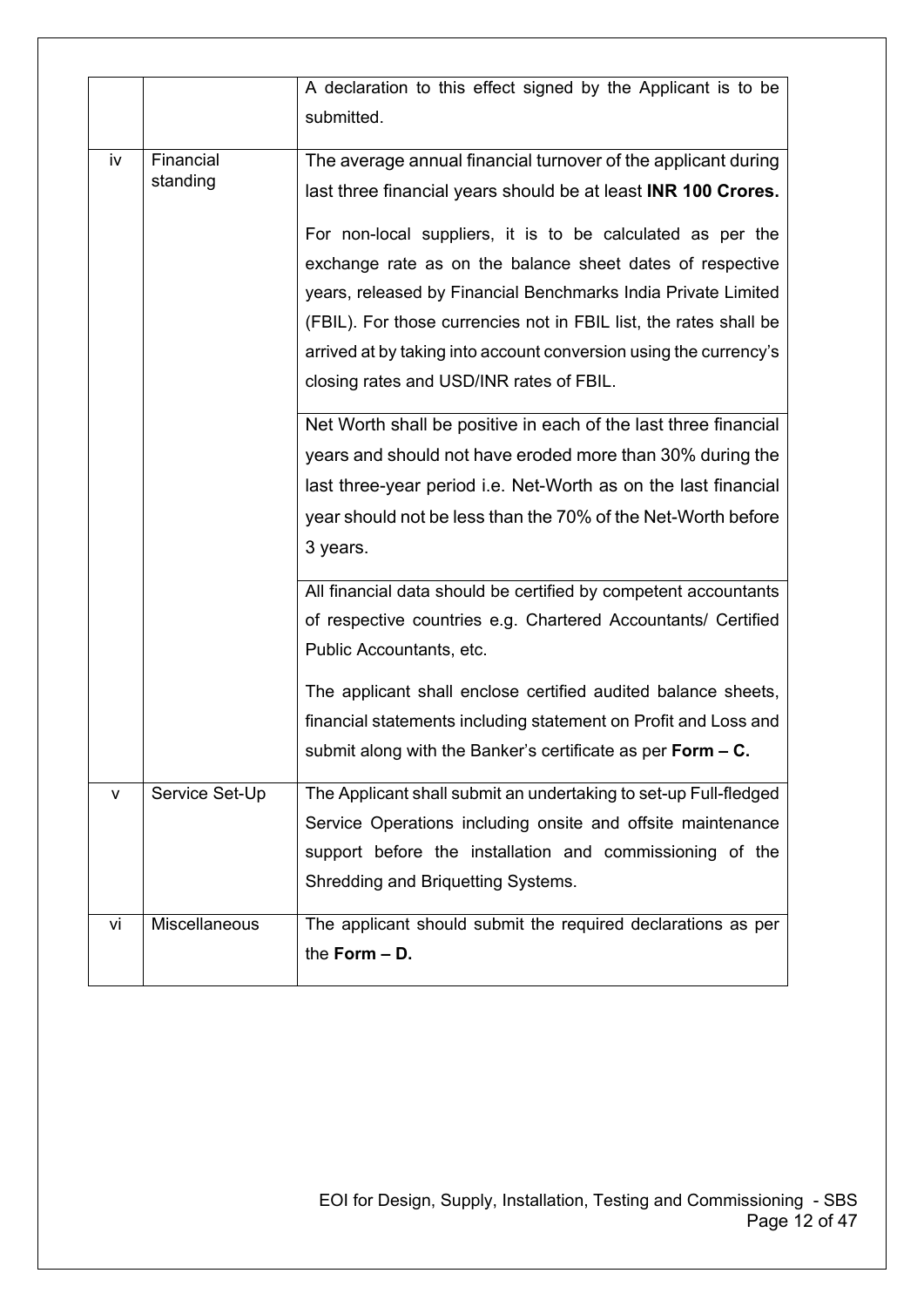|  |  |  |
| --- | --- | --- |
|  |  | A declaration to this effect signed by the Applicant is to be submitted. |
| iv | Financial standing | The average annual financial turnover of the applicant during last three financial years should be at least **INR 100 Crores.**<br><br>For non-local suppliers, it is to be calculated as per the exchange rate as on the balance sheet dates of respective years, released by Financial Benchmarks India Private Limited (FBIL). For those currencies not in FBIL list, the rates shall be arrived at by taking into account conversion using the currency's closing rates and USD/INR rates of FBIL. |
|  |  | Net Worth shall be positive in each of the last three financial years and should not have eroded more than 30% during the last three-year period i.e. Net-Worth as on the last financial year should not be less than the 70% of the Net-Worth before 3 years. |
|  |  | All financial data should be certified by competent accountants of respective countries e.g. Chartered Accountants/ Certified Public Accountants, etc.<br><br>The applicant shall enclose certified audited balance sheets, financial statements including statement on Profit and Loss and submit along with the Banker's certificate as per **Form – C.** |
| v | Service Set-Up | The Applicant shall submit an undertaking to set-up Full-fledged Service Operations including onsite and offsite maintenance support before the installation and commissioning of the Shredding and Briquetting Systems. |
| vi | Miscellaneous | The applicant should submit the required declarations as per the **Form – D.** |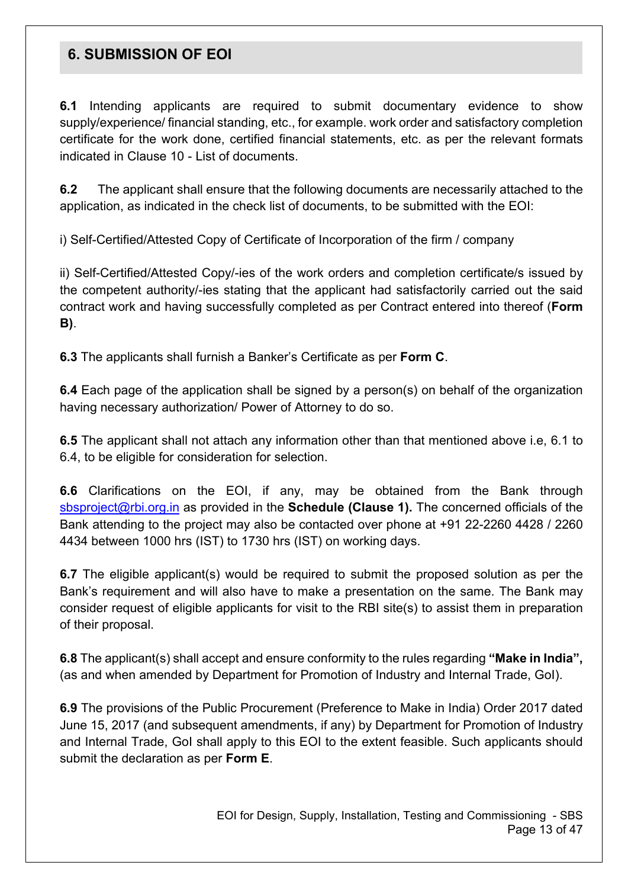## 6. SUBMISSION OF EOI

**6.1** Intending applicants are required to submit documentary evidence to show supply/experience/ financial standing, etc., for example. work order and satisfactory completion certificate for the work done, certified financial statements, etc. as per the relevant formats indicated in Clause 10 - List of documents.

**6.2** The applicant shall ensure that the following documents are necessarily attached to the application, as indicated in the check list of documents, to be submitted with the EOI:

i) Self-Certified/Attested Copy of Certificate of Incorporation of the firm / company

ii) Self-Certified/Attested Copy/-ies of the work orders and completion certificate/s issued by the competent authority/-ies stating that the applicant had satisfactorily carried out the said contract work and having successfully completed as per Contract entered into thereof (**Form B**).

**6.3** The applicants shall furnish a Banker's Certificate as per **Form C**.

**6.4** Each page of the application shall be signed by a person(s) on behalf of the organization having necessary authorization/ Power of Attorney to do so.

**6.5** The applicant shall not attach any information other than that mentioned above i.e, 6.1 to 6.4, to be eligible for consideration for selection.

**6.6** Clarifications on the EOI, if any, may be obtained from the Bank through sbsproject@rbi.org.in as provided in the **Schedule (Clause 1).** The concerned officials of the Bank attending to the project may also be contacted over phone at +91 22-2260 4428 / 2260 4434 between 1000 hrs (IST) to 1730 hrs (IST) on working days.

**6.7** The eligible applicant(s) would be required to submit the proposed solution as per the Bank's requirement and will also have to make a presentation on the same. The Bank may consider request of eligible applicants for visit to the RBI site(s) to assist them in preparation of their proposal.

**6.8** The applicant(s) shall accept and ensure conformity to the rules regarding **"Make in India",** (as and when amended by Department for Promotion of Industry and Internal Trade, GoI).

**6.9** The provisions of the Public Procurement (Preference to Make in India) Order 2017 dated June 15, 2017 (and subsequent amendments, if any) by Department for Promotion of Industry and Internal Trade, GoI shall apply to this EOI to the extent feasible. Such applicants should submit the declaration as per **Form E**.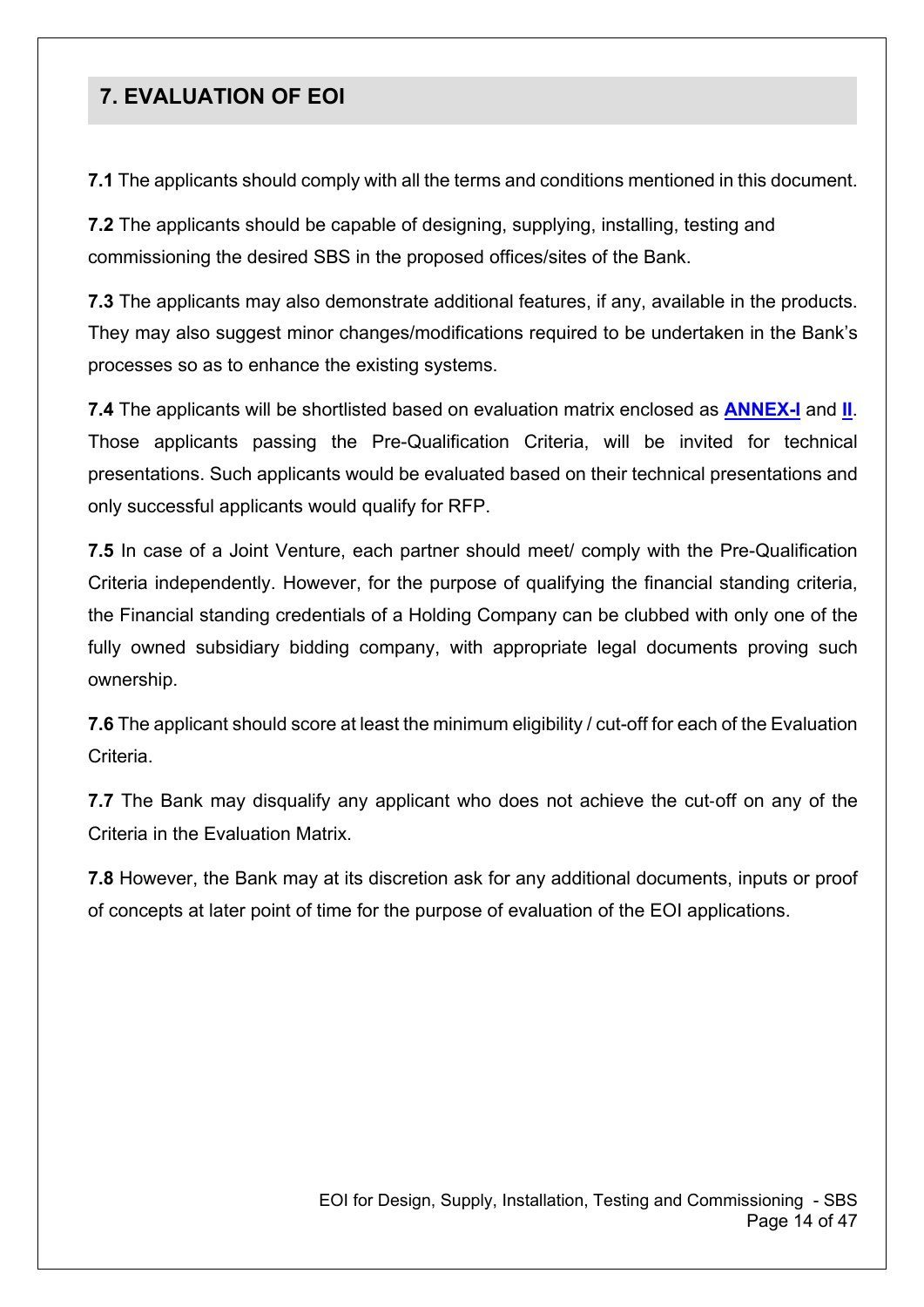## 7. EVALUATION OF EOI

**7.1** The applicants should comply with all the terms and conditions mentioned in this document.

**7.2** The applicants should be capable of designing, supplying, installing, testing and commissioning the desired SBS in the proposed offices/sites of the Bank.

**7.3** The applicants may also demonstrate additional features, if any, available in the products. They may also suggest minor changes/modifications required to be undertaken in the Bank's processes so as to enhance the existing systems.

**7.4** The applicants will be shortlisted based on evaluation matrix enclosed as **ANNEX-I** and **II**. Those applicants passing the Pre-Qualification Criteria, will be invited for technical presentations. Such applicants would be evaluated based on their technical presentations and only successful applicants would qualify for RFP.

**7.5** In case of a Joint Venture, each partner should meet/ comply with the Pre-Qualification Criteria independently. However, for the purpose of qualifying the financial standing criteria, the Financial standing credentials of a Holding Company can be clubbed with only one of the fully owned subsidiary bidding company, with appropriate legal documents proving such ownership.

**7.6** The applicant should score at least the minimum eligibility / cut-off for each of the Evaluation Criteria.

**7.7** The Bank may disqualify any applicant who does not achieve the cut-off on any of the Criteria in the Evaluation Matrix.

**7.8** However, the Bank may at its discretion ask for any additional documents, inputs or proof of concepts at later point of time for the purpose of evaluation of the EOI applications.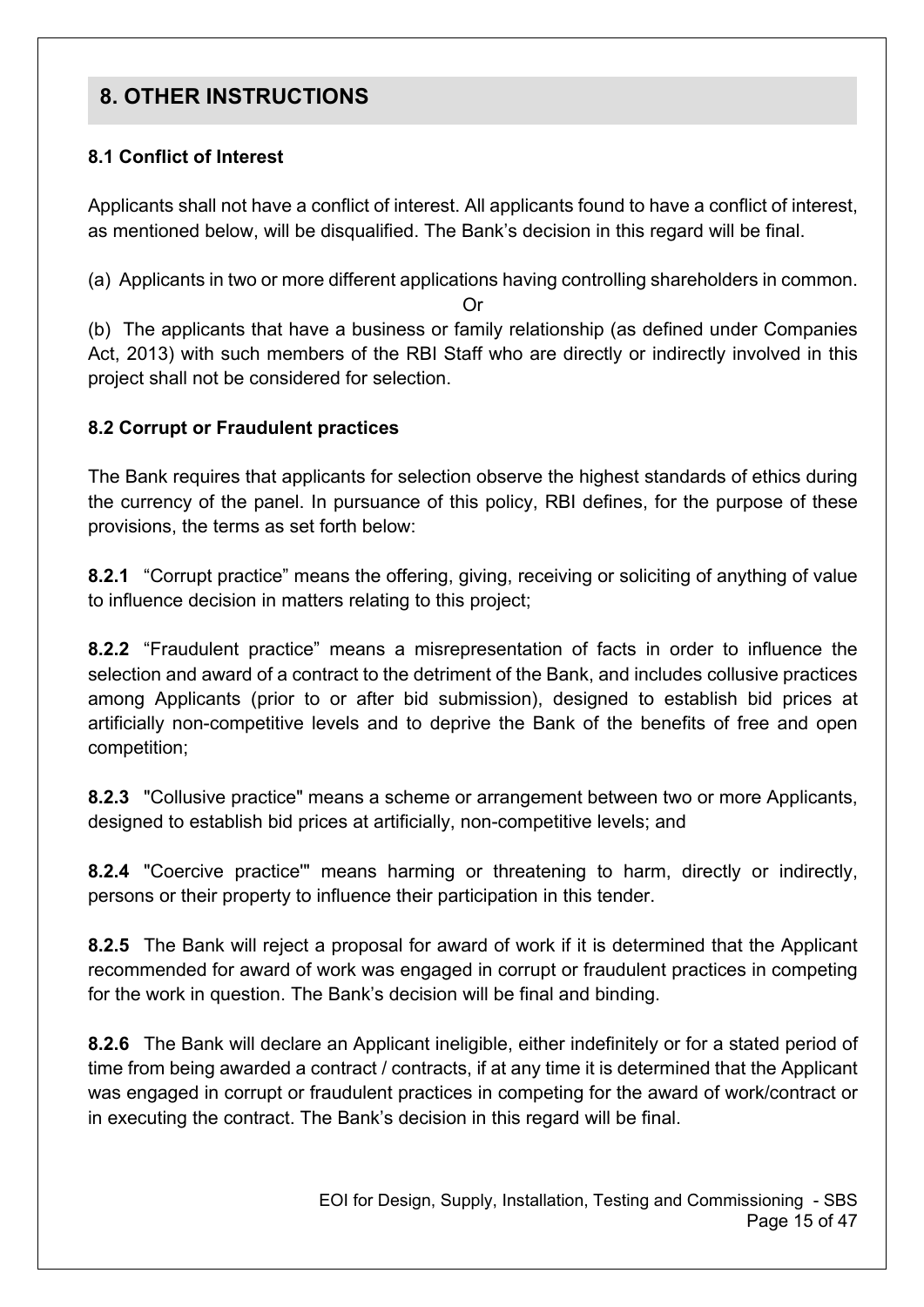## 8. OTHER INSTRUCTIONS

### 8.1 Conflict of Interest

Applicants shall not have a conflict of interest. All applicants found to have a conflict of interest, as mentioned below, will be disqualified. The Bank's decision in this regard will be final.

(a) Applicants in two or more different applications having controlling shareholders in common.

Or

(b) The applicants that have a business or family relationship (as defined under Companies Act, 2013) with such members of the RBI Staff who are directly or indirectly involved in this project shall not be considered for selection.

### 8.2 Corrupt or Fraudulent practices

The Bank requires that applicants for selection observe the highest standards of ethics during the currency of the panel. In pursuance of this policy, RBI defines, for the purpose of these provisions, the terms as set forth below:

**8.2.1** "Corrupt practice" means the offering, giving, receiving or soliciting of anything of value to influence decision in matters relating to this project;

**8.2.2** "Fraudulent practice" means a misrepresentation of facts in order to influence the selection and award of a contract to the detriment of the Bank, and includes collusive practices among Applicants (prior to or after bid submission), designed to establish bid prices at artificially non-competitive levels and to deprive the Bank of the benefits of free and open competition;

**8.2.3** "Collusive practice" means a scheme or arrangement between two or more Applicants, designed to establish bid prices at artificially, non-competitive levels; and

**8.2.4** "Coercive practice'" means harming or threatening to harm, directly or indirectly, persons or their property to influence their participation in this tender.

**8.2.5** The Bank will reject a proposal for award of work if it is determined that the Applicant recommended for award of work was engaged in corrupt or fraudulent practices in competing for the work in question. The Bank's decision will be final and binding.

**8.2.6** The Bank will declare an Applicant ineligible, either indefinitely or for a stated period of time from being awarded a contract / contracts, if at any time it is determined that the Applicant was engaged in corrupt or fraudulent practices in competing for the award of work/contract or in executing the contract. The Bank's decision in this regard will be final.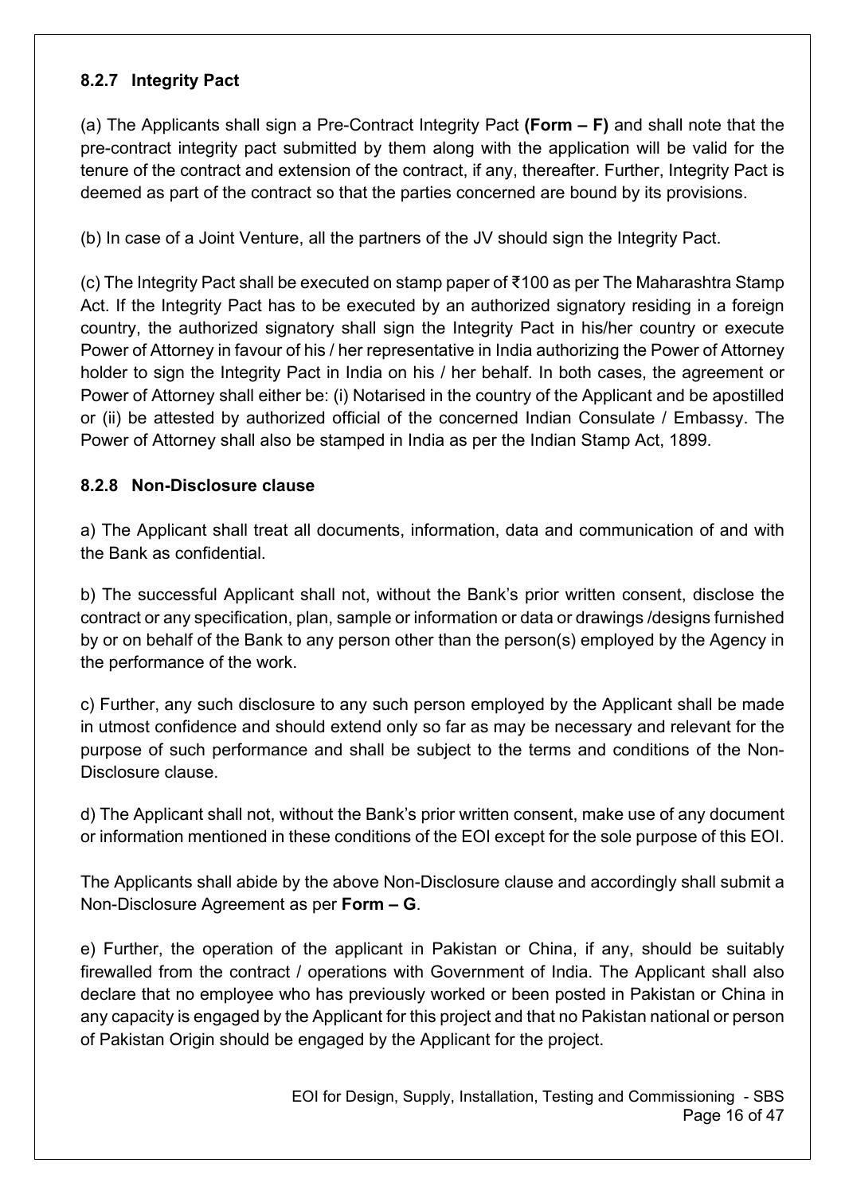### 8.2.7 Integrity Pact

(a) The Applicants shall sign a Pre-Contract Integrity Pact **(Form – F)** and shall note that the pre-contract integrity pact submitted by them along with the application will be valid for the tenure of the contract and extension of the contract, if any, thereafter. Further, Integrity Pact is deemed as part of the contract so that the parties concerned are bound by its provisions.

(b) In case of a Joint Venture, all the partners of the JV should sign the Integrity Pact.

(c) The Integrity Pact shall be executed on stamp paper of ₹100 as per The Maharashtra Stamp Act. If the Integrity Pact has to be executed by an authorized signatory residing in a foreign country, the authorized signatory shall sign the Integrity Pact in his/her country or execute Power of Attorney in favour of his / her representative in India authorizing the Power of Attorney holder to sign the Integrity Pact in India on his / her behalf. In both cases, the agreement or Power of Attorney shall either be: (i) Notarised in the country of the Applicant and be apostilled or (ii) be attested by authorized official of the concerned Indian Consulate / Embassy. The Power of Attorney shall also be stamped in India as per the Indian Stamp Act, 1899.

### 8.2.8 Non-Disclosure clause

a) The Applicant shall treat all documents, information, data and communication of and with the Bank as confidential.

b) The successful Applicant shall not, without the Bank's prior written consent, disclose the contract or any specification, plan, sample or information or data or drawings /designs furnished by or on behalf of the Bank to any person other than the person(s) employed by the Agency in the performance of the work.

c) Further, any such disclosure to any such person employed by the Applicant shall be made in utmost confidence and should extend only so far as may be necessary and relevant for the purpose of such performance and shall be subject to the terms and conditions of the Non-Disclosure clause.

d) The Applicant shall not, without the Bank's prior written consent, make use of any document or information mentioned in these conditions of the EOI except for the sole purpose of this EOI.

The Applicants shall abide by the above Non-Disclosure clause and accordingly shall submit a Non-Disclosure Agreement as per **Form – G**.

e) Further, the operation of the applicant in Pakistan or China, if any, should be suitably firewalled from the contract / operations with Government of India. The Applicant shall also declare that no employee who has previously worked or been posted in Pakistan or China in any capacity is engaged by the Applicant for this project and that no Pakistan national or person of Pakistan Origin should be engaged by the Applicant for the project.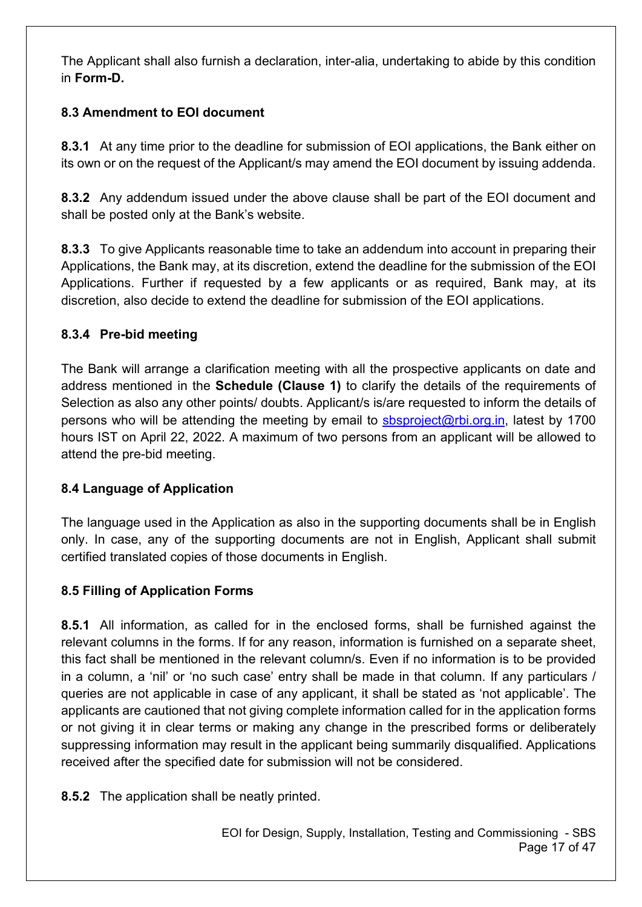The Applicant shall also furnish a declaration, inter-alia, undertaking to abide by this condition in **Form-D.**

### 8.3 Amendment to EOI document

**8.3.1** At any time prior to the deadline for submission of EOI applications, the Bank either on its own or on the request of the Applicant/s may amend the EOI document by issuing addenda.

**8.3.2** Any addendum issued under the above clause shall be part of the EOI document and shall be posted only at the Bank's website.

**8.3.3** To give Applicants reasonable time to take an addendum into account in preparing their Applications, the Bank may, at its discretion, extend the deadline for the submission of the EOI Applications. Further if requested by a few applicants or as required, Bank may, at its discretion, also decide to extend the deadline for submission of the EOI applications.

#### 8.3.4 Pre-bid meeting

The Bank will arrange a clarification meeting with all the prospective applicants on date and address mentioned in the **Schedule (Clause 1)** to clarify the details of the requirements of Selection as also any other points/ doubts. Applicant/s is/are requested to inform the details of persons who will be attending the meeting by email to sbsproject@rbi.org.in, latest by 1700 hours IST on April 22, 2022. A maximum of two persons from an applicant will be allowed to attend the pre-bid meeting.

### 8.4 Language of Application

The language used in the Application as also in the supporting documents shall be in English only. In case, any of the supporting documents are not in English, Applicant shall submit certified translated copies of those documents in English.

### 8.5 Filling of Application Forms

**8.5.1** All information, as called for in the enclosed forms, shall be furnished against the relevant columns in the forms. If for any reason, information is furnished on a separate sheet, this fact shall be mentioned in the relevant column/s. Even if no information is to be provided in a column, a 'nil' or 'no such case' entry shall be made in that column. If any particulars / queries are not applicable in case of any applicant, it shall be stated as 'not applicable'. The applicants are cautioned that not giving complete information called for in the application forms or not giving it in clear terms or making any change in the prescribed forms or deliberately suppressing information may result in the applicant being summarily disqualified. Applications received after the specified date for submission will not be considered.

**8.5.2** The application shall be neatly printed.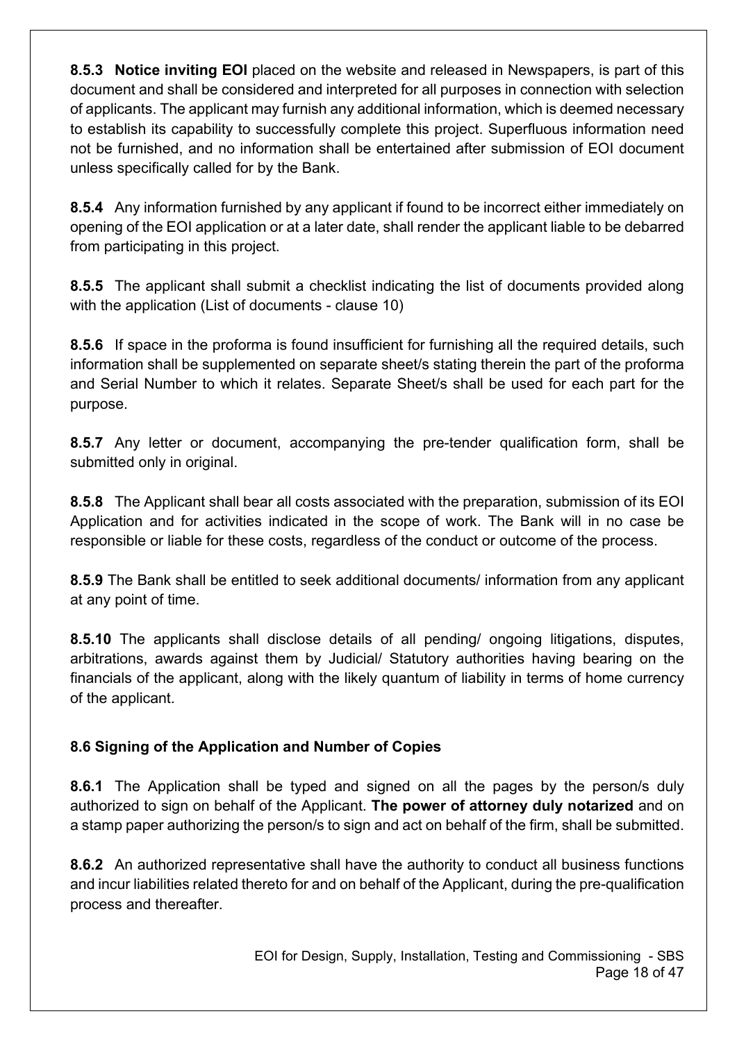**8.5.3 Notice inviting EOI** placed on the website and released in Newspapers, is part of this document and shall be considered and interpreted for all purposes in connection with selection of applicants. The applicant may furnish any additional information, which is deemed necessary to establish its capability to successfully complete this project. Superfluous information need not be furnished, and no information shall be entertained after submission of EOI document unless specifically called for by the Bank.

**8.5.4** Any information furnished by any applicant if found to be incorrect either immediately on opening of the EOI application or at a later date, shall render the applicant liable to be debarred from participating in this project.

**8.5.5** The applicant shall submit a checklist indicating the list of documents provided along with the application (List of documents - clause 10)

**8.5.6** If space in the proforma is found insufficient for furnishing all the required details, such information shall be supplemented on separate sheet/s stating therein the part of the proforma and Serial Number to which it relates. Separate Sheet/s shall be used for each part for the purpose.

**8.5.7** Any letter or document, accompanying the pre-tender qualification form, shall be submitted only in original.

**8.5.8** The Applicant shall bear all costs associated with the preparation, submission of its EOI Application and for activities indicated in the scope of work. The Bank will in no case be responsible or liable for these costs, regardless of the conduct or outcome of the process.

**8.5.9** The Bank shall be entitled to seek additional documents/ information from any applicant at any point of time.

**8.5.10** The applicants shall disclose details of all pending/ ongoing litigations, disputes, arbitrations, awards against them by Judicial/ Statutory authorities having bearing on the financials of the applicant, along with the likely quantum of liability in terms of home currency of the applicant.

### 8.6 Signing of the Application and Number of Copies

**8.6.1** The Application shall be typed and signed on all the pages by the person/s duly authorized to sign on behalf of the Applicant. **The power of attorney duly notarized** and on a stamp paper authorizing the person/s to sign and act on behalf of the firm, shall be submitted.

**8.6.2** An authorized representative shall have the authority to conduct all business functions and incur liabilities related thereto for and on behalf of the Applicant, during the pre-qualification process and thereafter.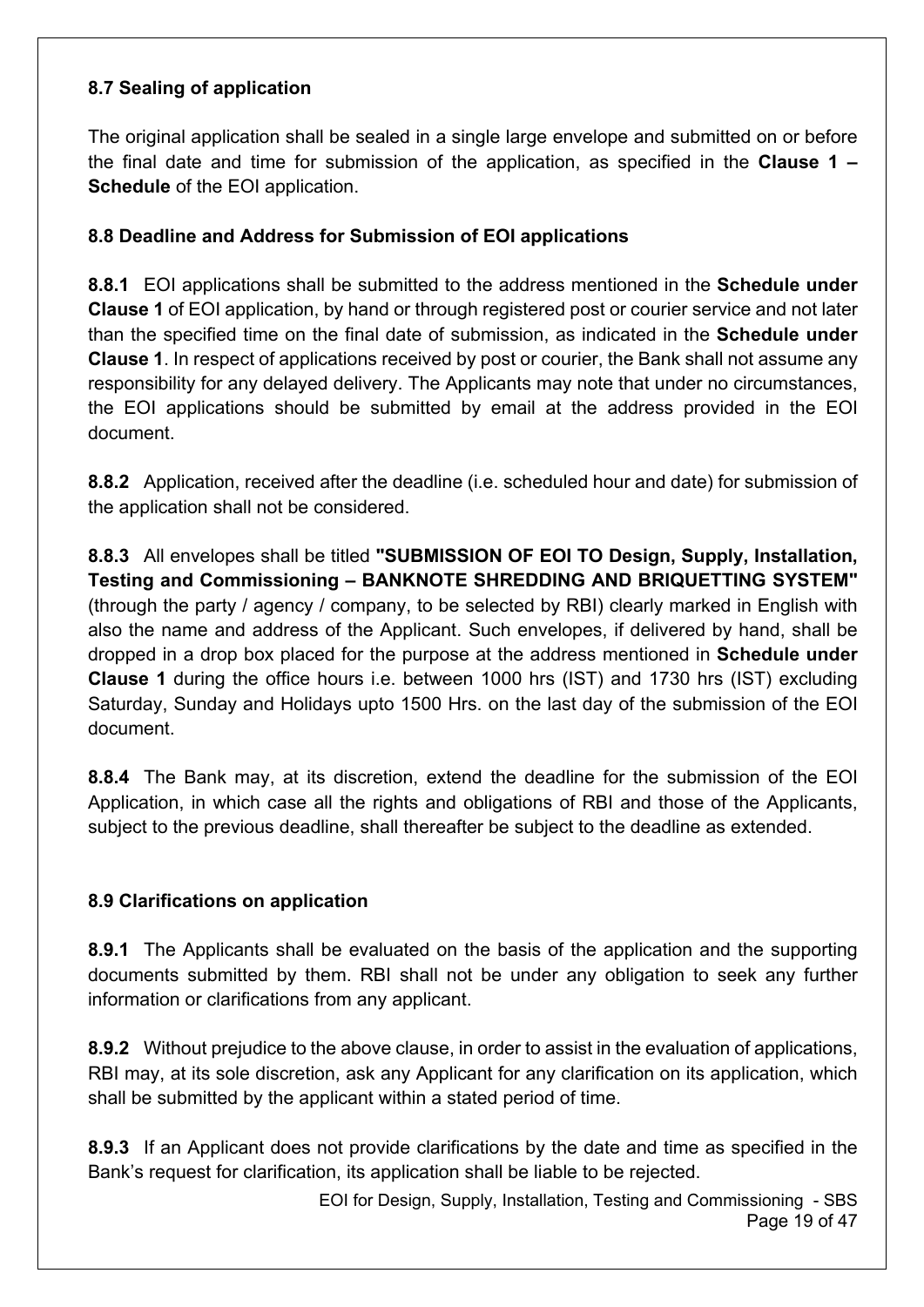### 8.7 Sealing of application

The original application shall be sealed in a single large envelope and submitted on or before the final date and time for submission of the application, as specified in the **Clause 1 – Schedule** of the EOI application.

### 8.8 Deadline and Address for Submission of EOI applications

**8.8.1** EOI applications shall be submitted to the address mentioned in the **Schedule under Clause 1** of EOI application, by hand or through registered post or courier service and not later than the specified time on the final date of submission, as indicated in the **Schedule under Clause 1**. In respect of applications received by post or courier, the Bank shall not assume any responsibility for any delayed delivery. The Applicants may note that under no circumstances, the EOI applications should be submitted by email at the address provided in the EOI document.

**8.8.2** Application, received after the deadline (i.e. scheduled hour and date) for submission of the application shall not be considered.

**8.8.3** All envelopes shall be titled **"SUBMISSION OF EOI TO Design, Supply, Installation, Testing and Commissioning – BANKNOTE SHREDDING AND BRIQUETTING SYSTEM"** (through the party / agency / company, to be selected by RBI) clearly marked in English with also the name and address of the Applicant. Such envelopes, if delivered by hand, shall be dropped in a drop box placed for the purpose at the address mentioned in **Schedule under Clause 1** during the office hours i.e. between 1000 hrs (IST) and 1730 hrs (IST) excluding Saturday, Sunday and Holidays upto 1500 Hrs. on the last day of the submission of the EOI document.

**8.8.4** The Bank may, at its discretion, extend the deadline for the submission of the EOI Application, in which case all the rights and obligations of RBI and those of the Applicants, subject to the previous deadline, shall thereafter be subject to the deadline as extended.

### 8.9 Clarifications on application

**8.9.1** The Applicants shall be evaluated on the basis of the application and the supporting documents submitted by them. RBI shall not be under any obligation to seek any further information or clarifications from any applicant.

**8.9.2** Without prejudice to the above clause, in order to assist in the evaluation of applications, RBI may, at its sole discretion, ask any Applicant for any clarification on its application, which shall be submitted by the applicant within a stated period of time.

**8.9.3** If an Applicant does not provide clarifications by the date and time as specified in the Bank's request for clarification, its application shall be liable to be rejected.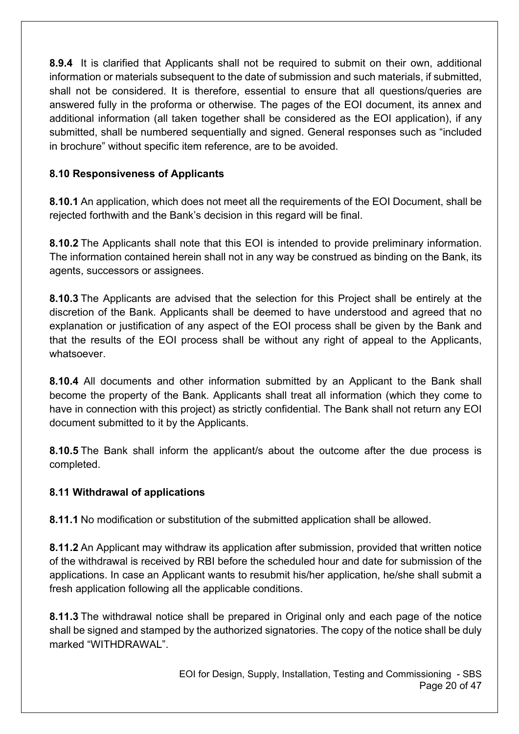**8.9.4** It is clarified that Applicants shall not be required to submit on their own, additional information or materials subsequent to the date of submission and such materials, if submitted, shall not be considered. It is therefore, essential to ensure that all questions/queries are answered fully in the proforma or otherwise. The pages of the EOI document, its annex and additional information (all taken together shall be considered as the EOI application), if any submitted, shall be numbered sequentially and signed. General responses such as "included in brochure" without specific item reference, are to be avoided.

### 8.10 Responsiveness of Applicants

**8.10.1** An application, which does not meet all the requirements of the EOI Document, shall be rejected forthwith and the Bank's decision in this regard will be final.

**8.10.2** The Applicants shall note that this EOI is intended to provide preliminary information. The information contained herein shall not in any way be construed as binding on the Bank, its agents, successors or assignees.

**8.10.3** The Applicants are advised that the selection for this Project shall be entirely at the discretion of the Bank. Applicants shall be deemed to have understood and agreed that no explanation or justification of any aspect of the EOI process shall be given by the Bank and that the results of the EOI process shall be without any right of appeal to the Applicants, whatsoever.

**8.10.4** All documents and other information submitted by an Applicant to the Bank shall become the property of the Bank. Applicants shall treat all information (which they come to have in connection with this project) as strictly confidential. The Bank shall not return any EOI document submitted to it by the Applicants.

**8.10.5** The Bank shall inform the applicant/s about the outcome after the due process is completed.

### 8.11 Withdrawal of applications

**8.11.1** No modification or substitution of the submitted application shall be allowed.

**8.11.2** An Applicant may withdraw its application after submission, provided that written notice of the withdrawal is received by RBI before the scheduled hour and date for submission of the applications. In case an Applicant wants to resubmit his/her application, he/she shall submit a fresh application following all the applicable conditions.

**8.11.3** The withdrawal notice shall be prepared in Original only and each page of the notice shall be signed and stamped by the authorized signatories. The copy of the notice shall be duly marked "WITHDRAWAL".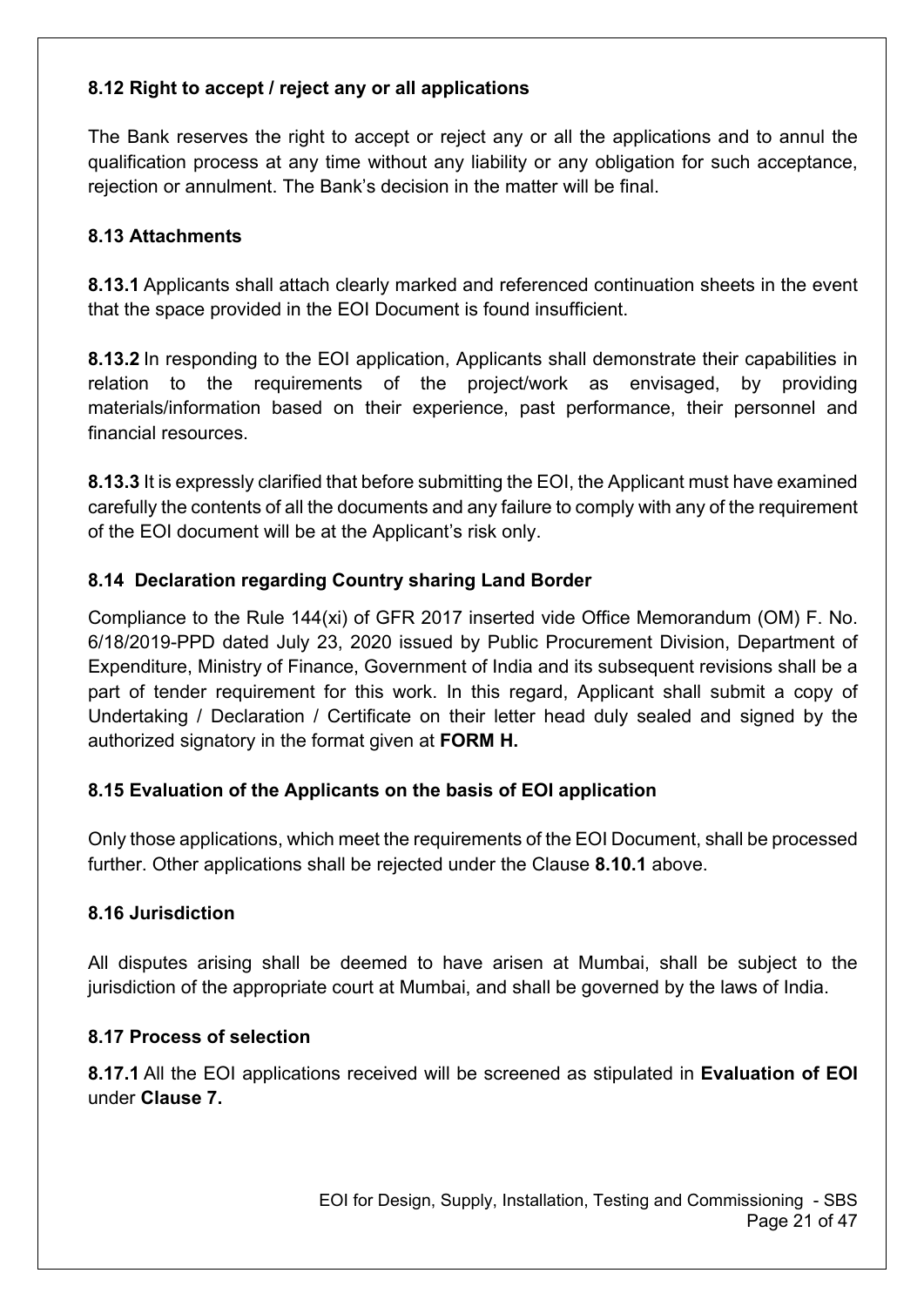### 8.12 Right to accept / reject any or all applications

The Bank reserves the right to accept or reject any or all the applications and to annul the qualification process at any time without any liability or any obligation for such acceptance, rejection or annulment. The Bank's decision in the matter will be final.

### 8.13 Attachments

**8.13.1** Applicants shall attach clearly marked and referenced continuation sheets in the event that the space provided in the EOI Document is found insufficient.

**8.13.2** In responding to the EOI application, Applicants shall demonstrate their capabilities in relation to the requirements of the project/work as envisaged, by providing materials/information based on their experience, past performance, their personnel and financial resources.

**8.13.3** It is expressly clarified that before submitting the EOI, the Applicant must have examined carefully the contents of all the documents and any failure to comply with any of the requirement of the EOI document will be at the Applicant's risk only.

### 8.14 Declaration regarding Country sharing Land Border

Compliance to the Rule 144(xi) of GFR 2017 inserted vide Office Memorandum (OM) F. No. 6/18/2019-PPD dated July 23, 2020 issued by Public Procurement Division, Department of Expenditure, Ministry of Finance, Government of India and its subsequent revisions shall be a part of tender requirement for this work. In this regard, Applicant shall submit a copy of Undertaking / Declaration / Certificate on their letter head duly sealed and signed by the authorized signatory in the format given at **FORM H.**

### 8.15 Evaluation of the Applicants on the basis of EOI application

Only those applications, which meet the requirements of the EOI Document, shall be processed further. Other applications shall be rejected under the Clause **8.10.1** above.

### 8.16 Jurisdiction

All disputes arising shall be deemed to have arisen at Mumbai, shall be subject to the jurisdiction of the appropriate court at Mumbai, and shall be governed by the laws of India.

### 8.17 Process of selection

**8.17.1** All the EOI applications received will be screened as stipulated in **Evaluation of EOI** under **Clause 7.**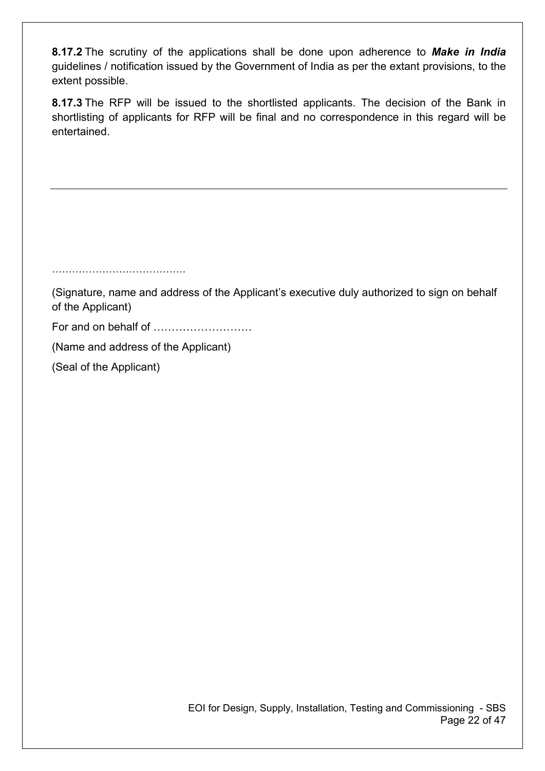**8.17.2** The scrutiny of the applications shall be done upon adherence to ***Make in India*** guidelines / notification issued by the Government of India as per the extant provisions, to the extent possible.

**8.17.3** The RFP will be issued to the shortlisted applicants. The decision of the Bank in shortlisting of applicants for RFP will be final and no correspondence in this regard will be entertained.

---

…………………………………

(Signature, name and address of the Applicant's executive duly authorized to sign on behalf of the Applicant)

For and on behalf of ………………………

(Name and address of the Applicant)

(Seal of the Applicant)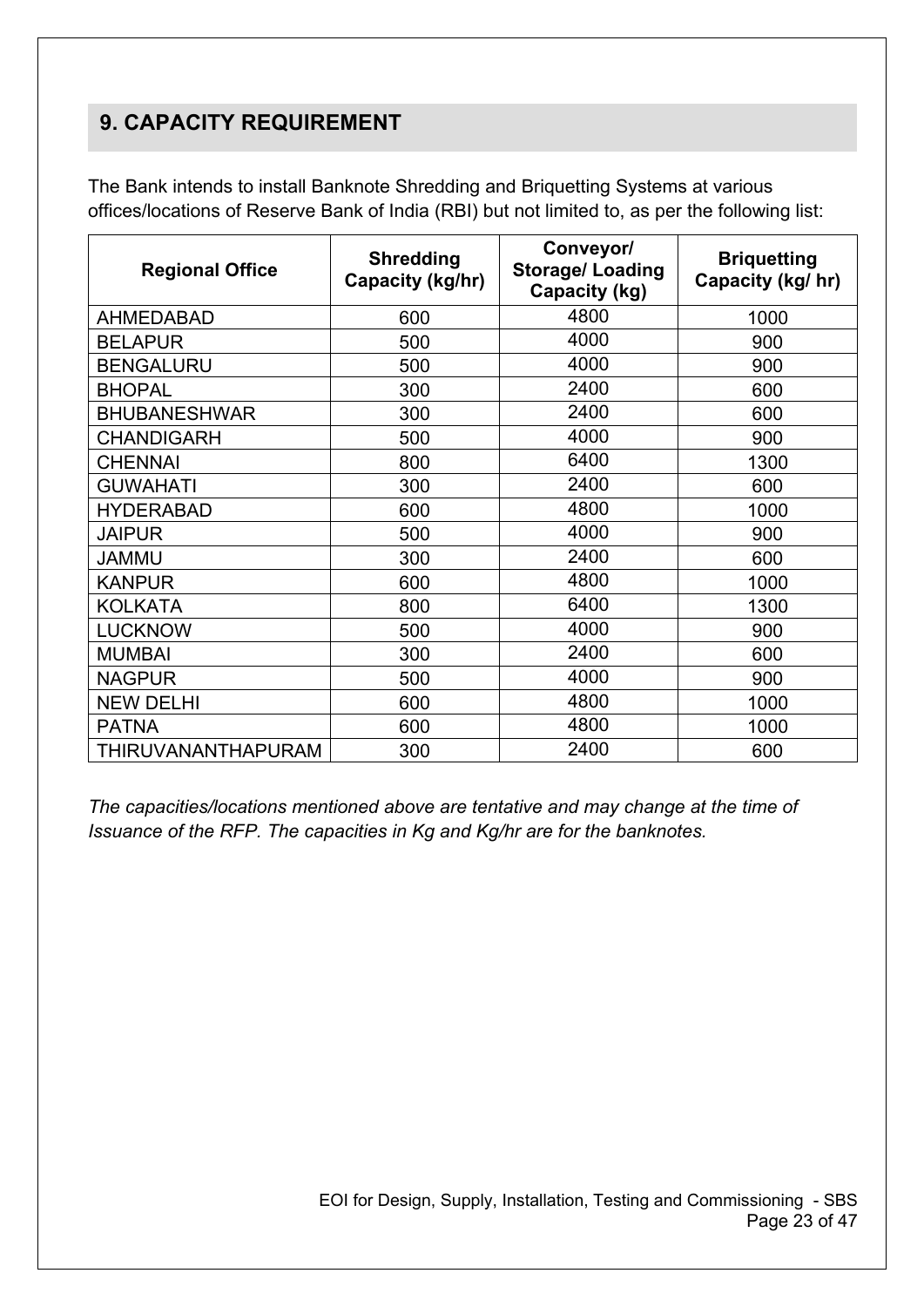## 9. CAPACITY REQUIREMENT

The Bank intends to install Banknote Shredding and Briquetting Systems at various offices/locations of Reserve Bank of India (RBI) but not limited to, as per the following list:

| Regional Office | Shredding Capacity (kg/hr) | Conveyor/ Storage/ Loading Capacity (kg) | Briquetting Capacity (kg/ hr) |
|---|---|---|---|
| AHMEDABAD | 600 | 4800 | 1000 |
| BELAPUR | 500 | 4000 | 900 |
| BENGALURU | 500 | 4000 | 900 |
| BHOPAL | 300 | 2400 | 600 |
| BHUBANESHWAR | 300 | 2400 | 600 |
| CHANDIGARH | 500 | 4000 | 900 |
| CHENNAI | 800 | 6400 | 1300 |
| GUWAHATI | 300 | 2400 | 600 |
| HYDERABAD | 600 | 4800 | 1000 |
| JAIPUR | 500 | 4000 | 900 |
| JAMMU | 300 | 2400 | 600 |
| KANPUR | 600 | 4800 | 1000 |
| KOLKATA | 800 | 6400 | 1300 |
| LUCKNOW | 500 | 4000 | 900 |
| MUMBAI | 300 | 2400 | 600 |
| NAGPUR | 500 | 4000 | 900 |
| NEW DELHI | 600 | 4800 | 1000 |
| PATNA | 600 | 4800 | 1000 |
| THIRUVANANTHAPURAM | 300 | 2400 | 600 |

*The capacities/locations mentioned above are tentative and may change at the time of Issuance of the RFP. The capacities in Kg and Kg/hr are for the banknotes.*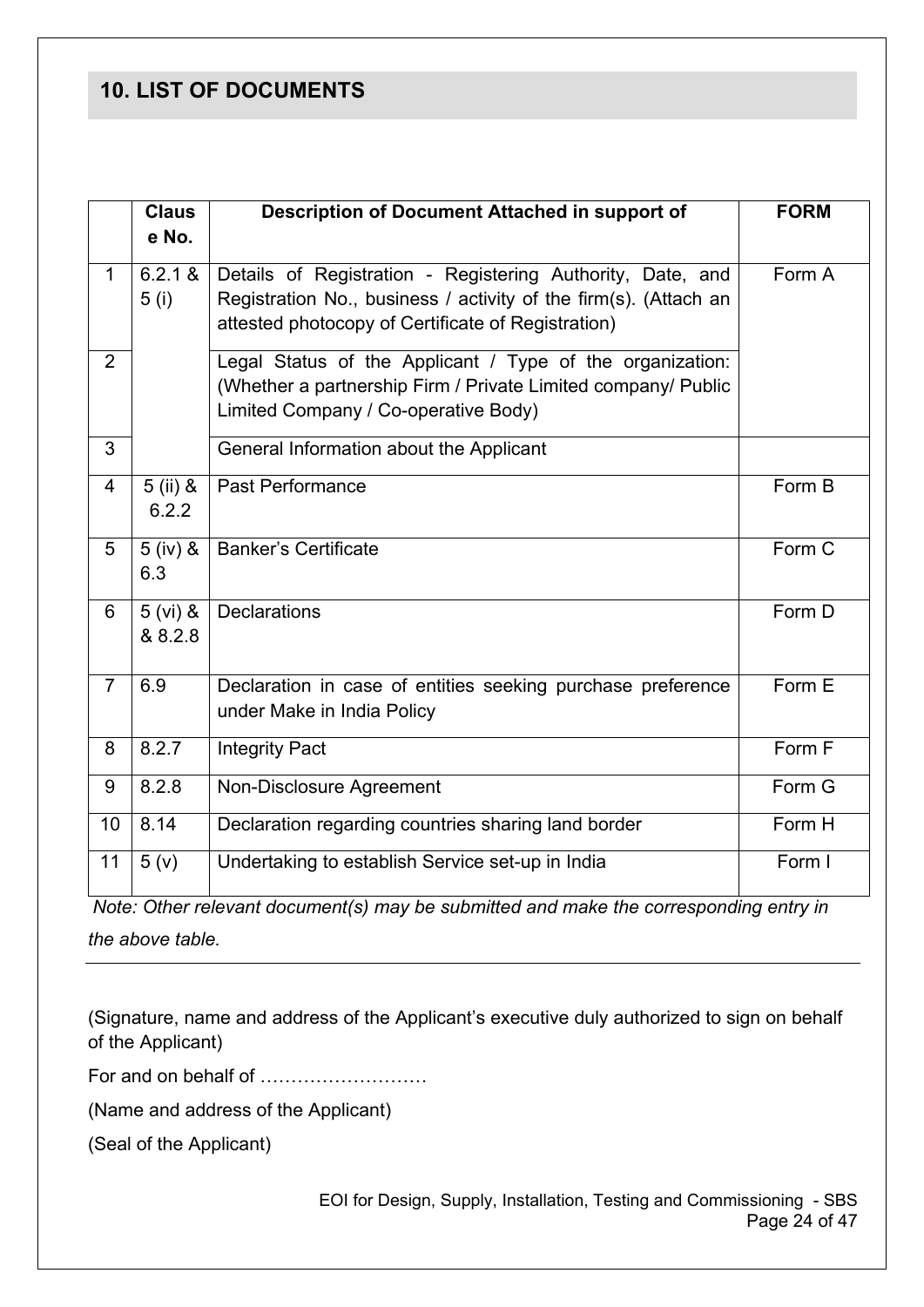## 10. LIST OF DOCUMENTS

| | Clause No. | Description of Document Attached in support of | FORM |
|---|---|---|---|
| 1 | 6.2.1 & 5 (i) | Details of Registration - Registering Authority, Date, and Registration No., business / activity of the firm(s). (Attach an attested photocopy of Certificate of Registration) | Form A |
| 2 | | Legal Status of the Applicant / Type of the organization: (Whether a partnership Firm / Private Limited company/ Public Limited Company / Co-operative Body) | |
| 3 | | General Information about the Applicant | |
| 4 | 5 (ii) & 6.2.2 | Past Performance | Form B |
| 5 | 5 (iv) & 6.3 | Banker's Certificate | Form C |
| 6 | 5 (vi) & & 8.2.8 | Declarations | Form D |
| 7 | 6.9 | Declaration in case of entities seeking purchase preference under Make in India Policy | Form E |
| 8 | 8.2.7 | Integrity Pact | Form F |
| 9 | 8.2.8 | Non-Disclosure Agreement | Form G |
| 10 | 8.14 | Declaration regarding countries sharing land border | Form H |
| 11 | 5 (v) | Undertaking to establish Service set-up in India | Form I |

*Note: Other relevant document(s) may be submitted and make the corresponding entry in the above table.*

---

(Signature, name and address of the Applicant's executive duly authorized to sign on behalf of the Applicant)

For and on behalf of ………………………

(Name and address of the Applicant)

(Seal of the Applicant)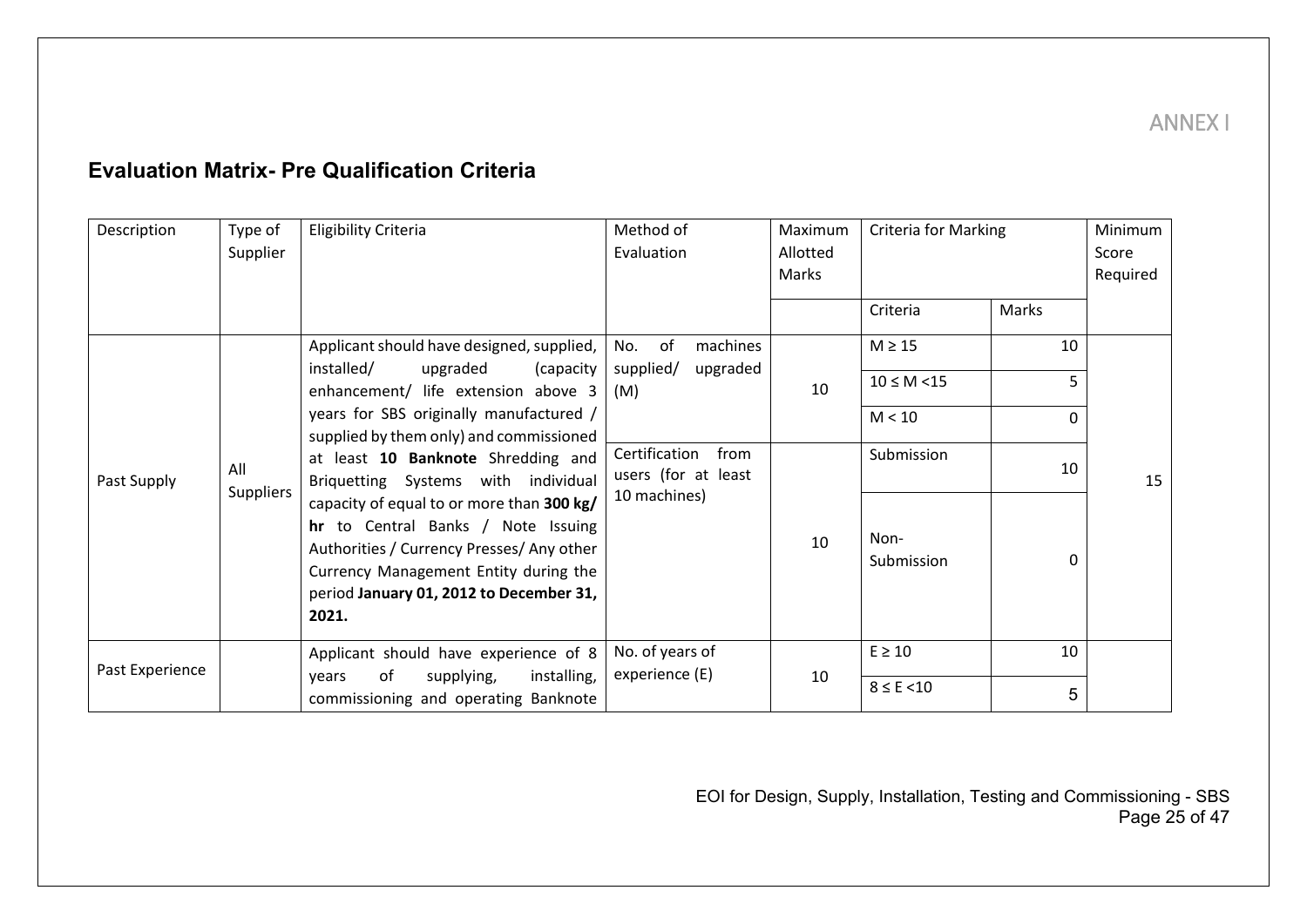ANNEX I

## Evaluation Matrix- Pre Qualification Criteria

| Description | Type of Supplier | Eligibility Criteria | Method of Evaluation | Maximum Allotted Marks | Criteria for Marking | | Minimum Score Required |
|---|---|---|---|---|---|---|---|
| | | | | | Criteria | Marks | |
| Past Supply | All Suppliers | Applicant should have designed, supplied, installed/ upgraded (capacity enhancement/ life extension above 3 years for SBS originally manufactured / supplied by them only) and commissioned at least **10 Banknote** Shredding and Briquetting Systems with individual capacity of equal to or more than **300 kg/ hr** to Central Banks / Note Issuing Authorities / Currency Presses/ Any other Currency Management Entity during the period **January 01, 2012 to December 31, 2021.** | No. of machines supplied/ upgraded (M) | 10 | M ≥ 15 | 10 | 15 |
| | | | | | 10 ≤ M <15 | 5 | |
| | | | | | M < 10 | 0 | |
| | | | Certification from users (for at least 10 machines) | 10 | Submission | 10 | |
| | | | | | Non-Submission | 0 | |
| Past Experience | | Applicant should have experience of 8 years of supplying, installing, commissioning and operating Banknote | No. of years of experience (E) | 10 | E ≥ 10 | 10 | |
| | | | | | 8 ≤ E <10 | 5 | |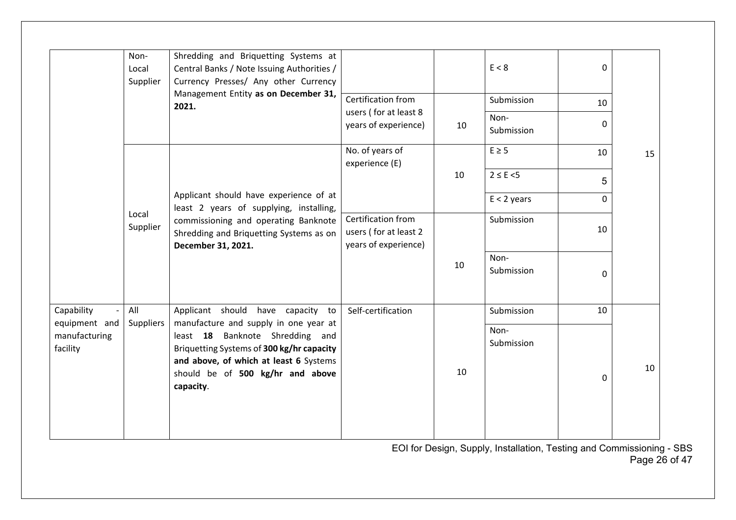| | | | | | | | |
|---|---|---|---|---|---|---|---|
| | Non-Local Supplier | Shredding and Briquetting Systems at Central Banks / Note Issuing Authorities / Currency Presses/ Any other Currency Management Entity **as on December 31, 2021.** | | | E < 8 | 0 | 15 |
| | | | Certification from users ( for at least 8 years of experience) | 10 | Submission | 10 | |
| | | | | | Non-Submission | 0 | |
| | Local Supplier | Applicant should have experience of at least 2 years of supplying, installing, commissioning and operating Banknote Shredding and Briquetting Systems as on **December 31, 2021.** | No. of years of experience (E) | 10 | E ≥ 5 | 10 | |
| | | | | | 2 ≤ E <5 | 5 | |
| | | | | | E < 2 years | 0 | |
| | | | Certification from users ( for at least 2 years of experience) | 10 | Submission | 10 | |
| | | | | | Non-Submission | 0 | |
| Capability - equipment and manufacturing facility | All Suppliers | Applicant should have capacity to manufacture and supply in one year at least **18** Banknote Shredding and Briquetting Systems of **300 kg/hr capacity and above, of which at least 6** Systems should be of **500 kg/hr and above capacity**. | Self-certification | 10 | Submission | 10 | 10 |
| | | | | | Non-Submission | 0 | |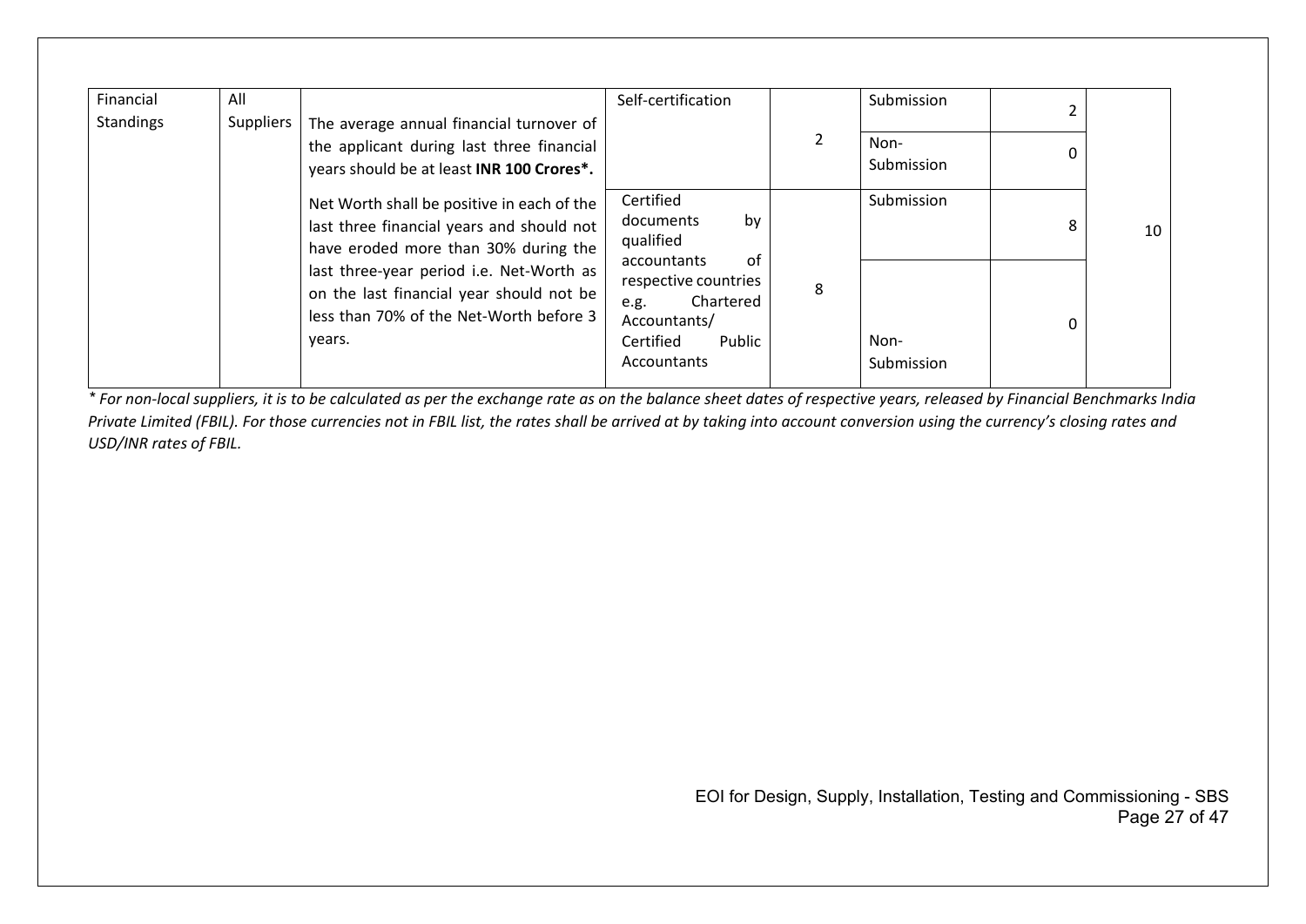| Financial Standings | All Suppliers | The average annual financial turnover of the applicant during last three financial years should be at least **INR 100 Crores*.** | Self-certification | 2 | Submission | 2 | 10 |
|---|---|---|---|---|---|---|---|
| | | | | | Non-Submission | 0 | |
| | | Net Worth shall be positive in each of the last three financial years and should not have eroded more than 30% during the last three-year period i.e. Net-Worth as on the last financial year should not be less than 70% of the Net-Worth before 3 years. | Certified documents by qualified accountants of respective countries e.g. Chartered Accountants/ Certified Public Accountants | 8 | Submission | 8 | |
| | | | | | Non-Submission | 0 | |

*\* For non-local suppliers, it is to be calculated as per the exchange rate as on the balance sheet dates of respective years, released by Financial Benchmarks India Private Limited (FBIL). For those currencies not in FBIL list, the rates shall be arrived at by taking into account conversion using the currency's closing rates and USD/INR rates of FBIL.*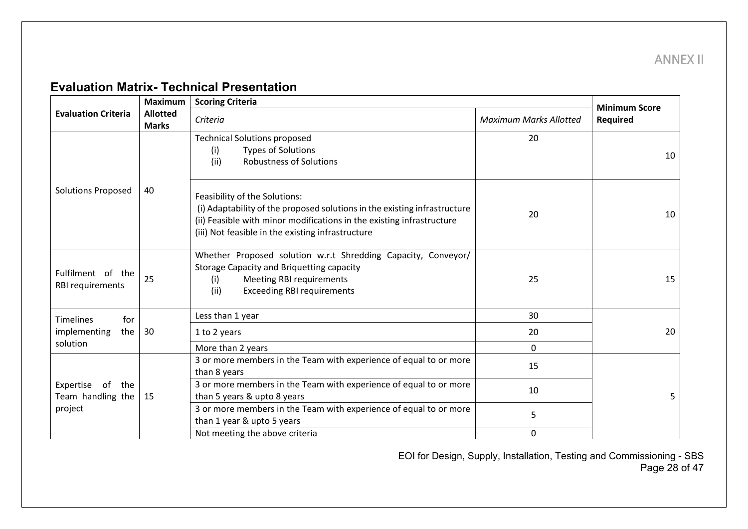ANNEX II

## Evaluation Matrix- Technical Presentation

| Evaluation Criteria | Maximum Allotted Marks | Scoring Criteria | | Minimum Score Required |
|---|---|---|---|---|
| | | *Criteria* | *Maximum Marks Allotted* | |
| Solutions Proposed | 40 | Technical Solutions proposed<br>(i) Types of Solutions<br>(ii) Robustness of Solutions | 20 | 10 |
| | | Feasibility of the Solutions:<br>(i) Adaptability of the proposed solutions in the existing infrastructure<br>(ii) Feasible with minor modifications in the existing infrastructure<br>(iii) Not feasible in the existing infrastructure | 20 | 10 |
| Fulfilment of the RBI requirements | 25 | Whether Proposed solution w.r.t Shredding Capacity, Conveyor/ Storage Capacity and Briquetting capacity<br>(i) Meeting RBI requirements<br>(ii) Exceeding RBI requirements | 25 | 15 |
| Timelines for implementing the solution | 30 | Less than 1 year | 30 | 20 |
| | | 1 to 2 years | 20 | |
| | | More than 2 years | 0 | |
| Expertise of the Team handling the project | 15 | 3 or more members in the Team with experience of equal to or more than 8 years | 15 | 5 |
| | | 3 or more members in the Team with experience of equal to or more than 5 years & upto 8 years | 10 | |
| | | 3 or more members in the Team with experience of equal to or more than 1 year & upto 5 years | 5 | |
| | | Not meeting the above criteria | 0 | |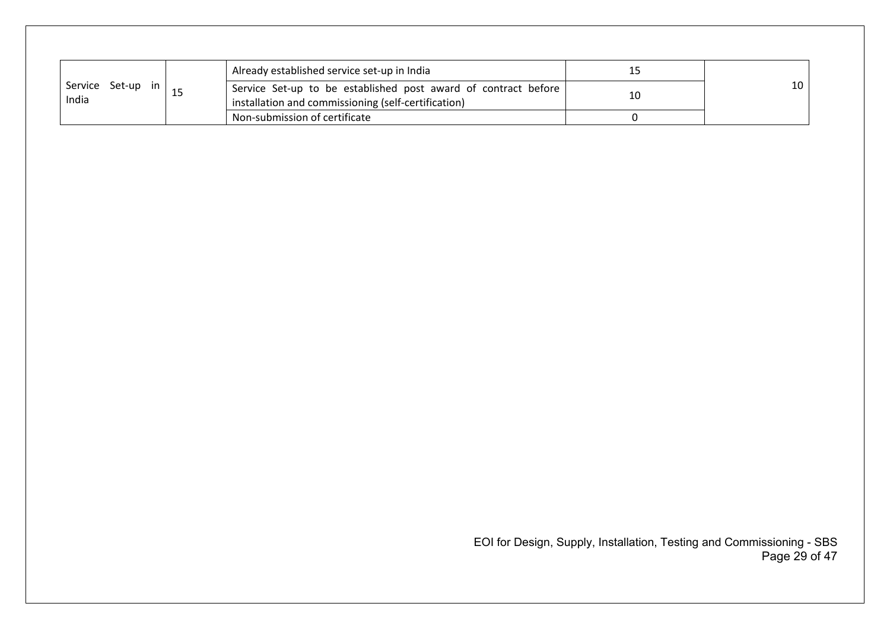| | | | | |
|---|---|---|---|---|
| Service Set-up in India | 15 | Already established service set-up in India | 15 | 10 |
| | | Service Set-up to be established post award of contract before installation and commissioning (self-certification) | 10 | |
| | | Non-submission of certificate | 0 | |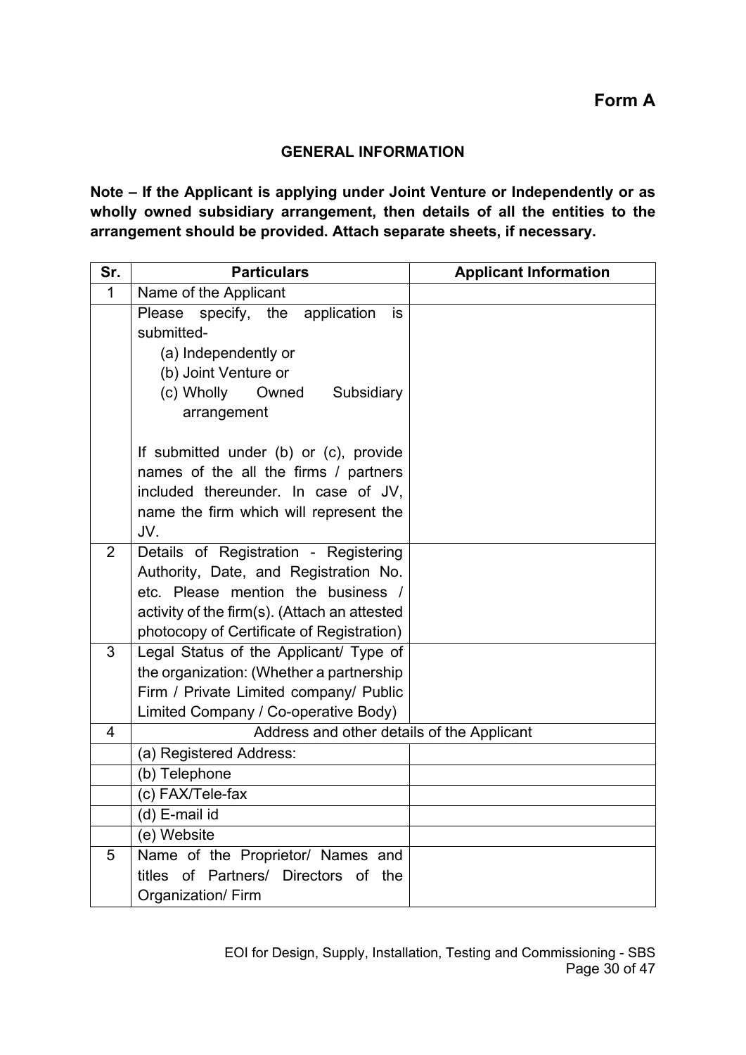# Form A

## GENERAL INFORMATION

**Note – If the Applicant is applying under Joint Venture or Independently or as wholly owned subsidiary arrangement, then details of all the entities to the arrangement should be provided. Attach separate sheets, if necessary.**

| Sr. | Particulars | Applicant Information |
|---|---|---|
| 1 | Name of the Applicant | |
| | Please specify, the application is submitted-<br>(a) Independently or<br>(b) Joint Venture or<br>(c) Wholly Owned Subsidiary arrangement<br><br>If submitted under (b) or (c), provide names of the all the firms / partners included thereunder. In case of JV, name the firm which will represent the JV. | |
| 2 | Details of Registration - Registering Authority, Date, and Registration No. etc. Please mention the business / activity of the firm(s). (Attach an attested photocopy of Certificate of Registration) | |
| 3 | Legal Status of the Applicant/ Type of the organization: (Whether a partnership Firm / Private Limited company/ Public Limited Company / Co-operative Body) | |
| 4 | Address and other details of the Applicant | |
| | (a) Registered Address: | |
| | (b) Telephone | |
| | (c) FAX/Tele-fax | |
| | (d) E-mail id | |
| | (e) Website | |
| 5 | Name of the Proprietor/ Names and titles of Partners/ Directors of the Organization/ Firm | |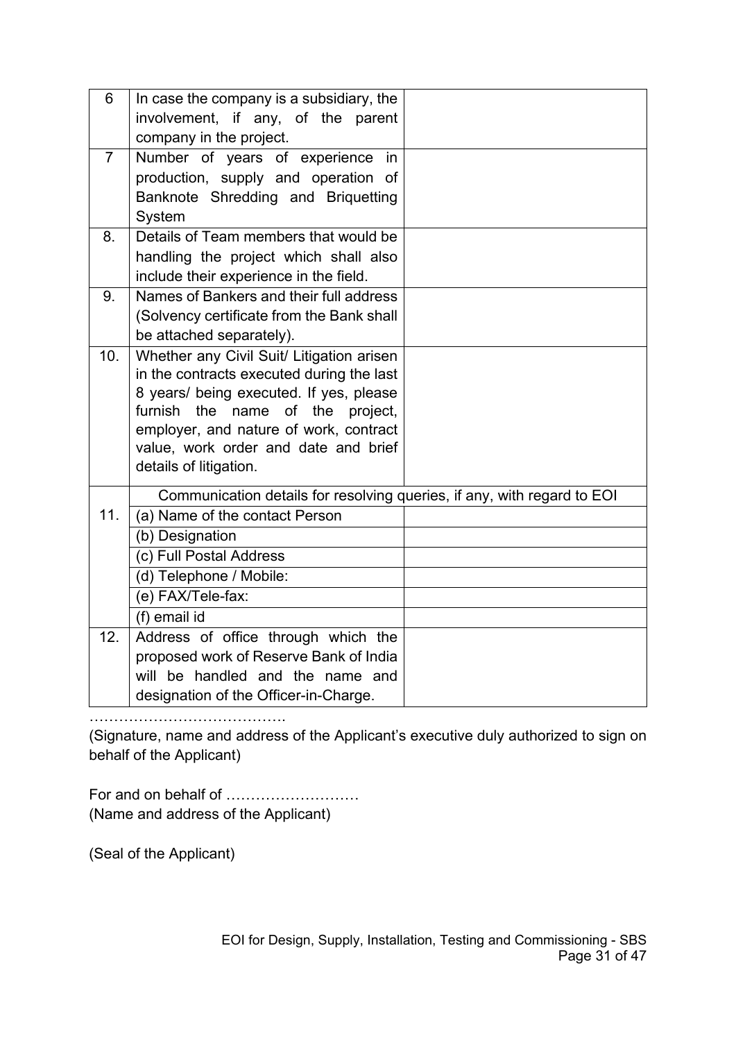| | | |
|---|---|---|
| 6 | In case the company is a subsidiary, the involvement, if any, of the parent company in the project. | |
| 7 | Number of years of experience in production, supply and operation of Banknote Shredding and Briquetting System | |
| 8. | Details of Team members that would be handling the project which shall also include their experience in the field. | |
| 9. | Names of Bankers and their full address (Solvency certificate from the Bank shall be attached separately). | |
| 10. | Whether any Civil Suit/ Litigation arisen in the contracts executed during the last 8 years/ being executed. If yes, please furnish the name of the project, employer, and nature of work, contract value, work order and date and brief details of litigation. | |
| 11. | Communication details for resolving queries, if any, with regard to EOI | |
| | (a) Name of the contact Person | |
| | (b) Designation | |
| | (c) Full Postal Address | |
| | (d) Telephone / Mobile: | |
| | (e) FAX/Tele-fax: | |
| | (f) email id | |
| 12. | Address of office through which the proposed work of Reserve Bank of India will be handled and the name and designation of the Officer-in-Charge. | |

………………………………….

(Signature, name and address of the Applicant's executive duly authorized to sign on behalf of the Applicant)

For and on behalf of ………………………

(Name and address of the Applicant)

(Seal of the Applicant)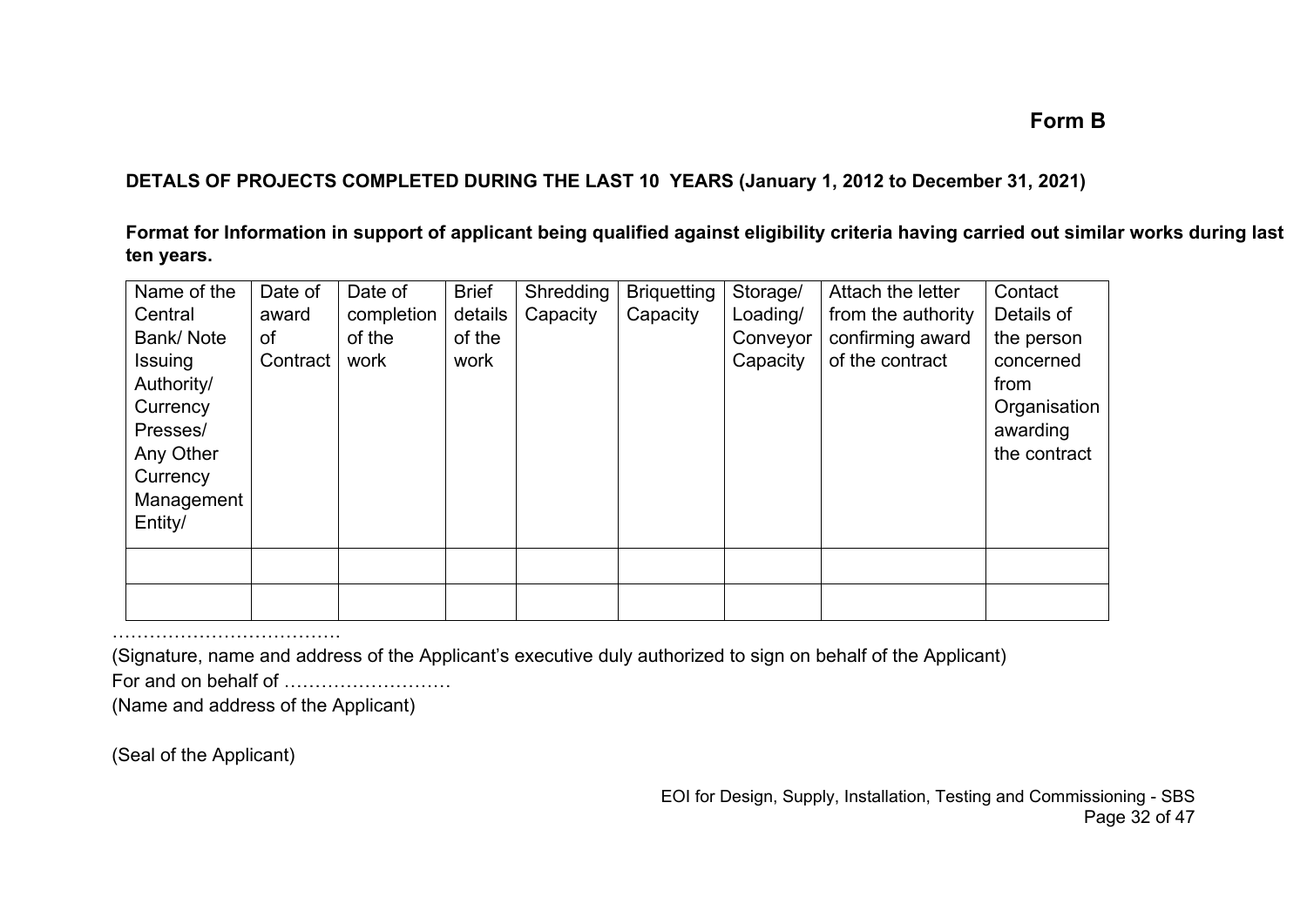**Form B**

**DETALS OF PROJECTS COMPLETED DURING THE LAST 10 YEARS (January 1, 2012 to December 31, 2021)**

**Format for Information in support of applicant being qualified against eligibility criteria having carried out similar works during last ten years.**

| Name of the Central Bank/ Note Issuing Authority/ Currency Presses/ Any Other Currency Management Entity/ | Date of award of Contract | Date of completion of the work | Brief details of the work | Shredding Capacity | Briquetting Capacity | Storage/ Loading/ Conveyor Capacity | Attach the letter from the authority confirming award of the contract | Contact Details of the person concerned from Organisation awarding the contract |
|---|---|---|---|---|---|---|---|---|
| | | | | | | | | |
| | | | | | | | | |

……………………………….

(Signature, name and address of the Applicant's executive duly authorized to sign on behalf of the Applicant)

For and on behalf of ………………………

(Name and address of the Applicant)

(Seal of the Applicant)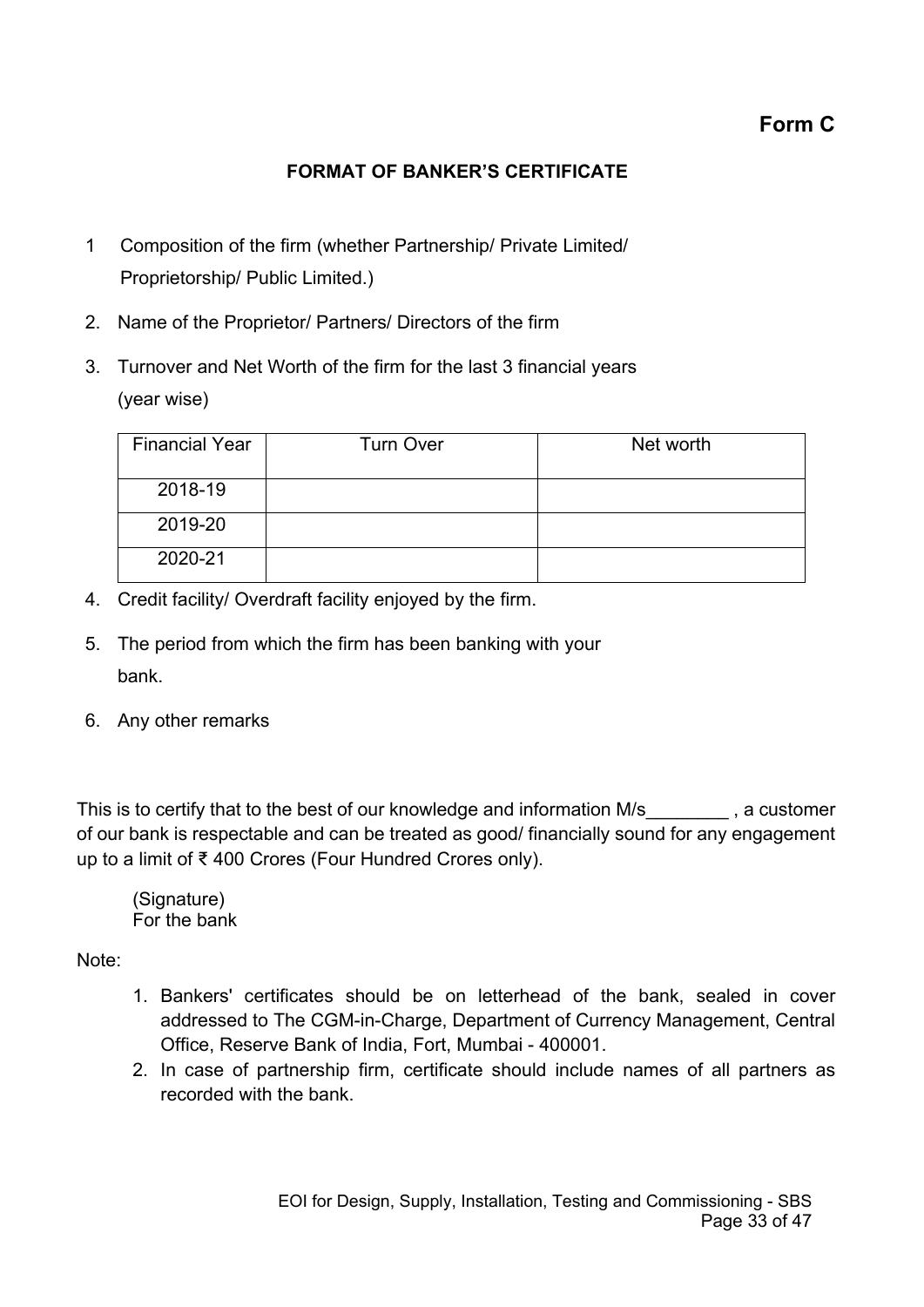# Form C

## FORMAT OF BANKER'S CERTIFICATE

1. Composition of the firm (whether Partnership/ Private Limited/ Proprietorship/ Public Limited.)
2. Name of the Proprietor/ Partners/ Directors of the firm
3. Turnover and Net Worth of the firm for the last 3 financial years (year wise)

| Financial Year | Turn Over | Net worth |
|---|---|---|
| 2018-19 | | |
| 2019-20 | | |
| 2020-21 | | |

4. Credit facility/ Overdraft facility enjoyed by the firm.
5. The period from which the firm has been banking with your bank.
6. Any other remarks

This is to certify that to the best of our knowledge and information M/s________ , a customer of our bank is respectable and can be treated as good/ financially sound for any engagement up to a limit of ₹ 400 Crores (Four Hundred Crores only).

(Signature)
For the bank

Note:

1. Bankers' certificates should be on letterhead of the bank, sealed in cover addressed to The CGM-in-Charge, Department of Currency Management, Central Office, Reserve Bank of India, Fort, Mumbai - 400001.
2. In case of partnership firm, certificate should include names of all partners as recorded with the bank.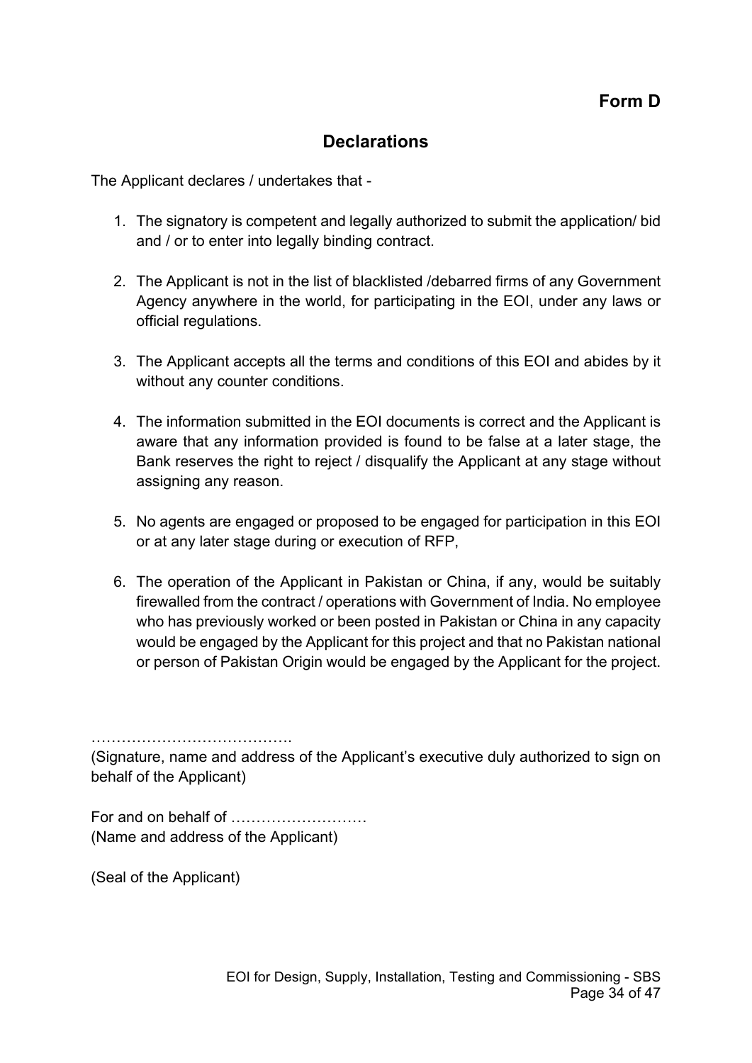**Form D**

## Declarations

The Applicant declares / undertakes that -

1. The signatory is competent and legally authorized to submit the application/ bid and / or to enter into legally binding contract.

2. The Applicant is not in the list of blacklisted /debarred firms of any Government Agency anywhere in the world, for participating in the EOI, under any laws or official regulations.

3. The Applicant accepts all the terms and conditions of this EOI and abides by it without any counter conditions.

4. The information submitted in the EOI documents is correct and the Applicant is aware that any information provided is found to be false at a later stage, the Bank reserves the right to reject / disqualify the Applicant at any stage without assigning any reason.

5. No agents are engaged or proposed to be engaged for participation in this EOI or at any later stage during or execution of RFP,

6. The operation of the Applicant in Pakistan or China, if any, would be suitably firewalled from the contract / operations with Government of India. No employee who has previously worked or been posted in Pakistan or China in any capacity would be engaged by the Applicant for this project and that no Pakistan national or person of Pakistan Origin would be engaged by the Applicant for the project.

…………………………………
(Signature, name and address of the Applicant's executive duly authorized to sign on behalf of the Applicant)

For and on behalf of ………………………
(Name and address of the Applicant)

(Seal of the Applicant)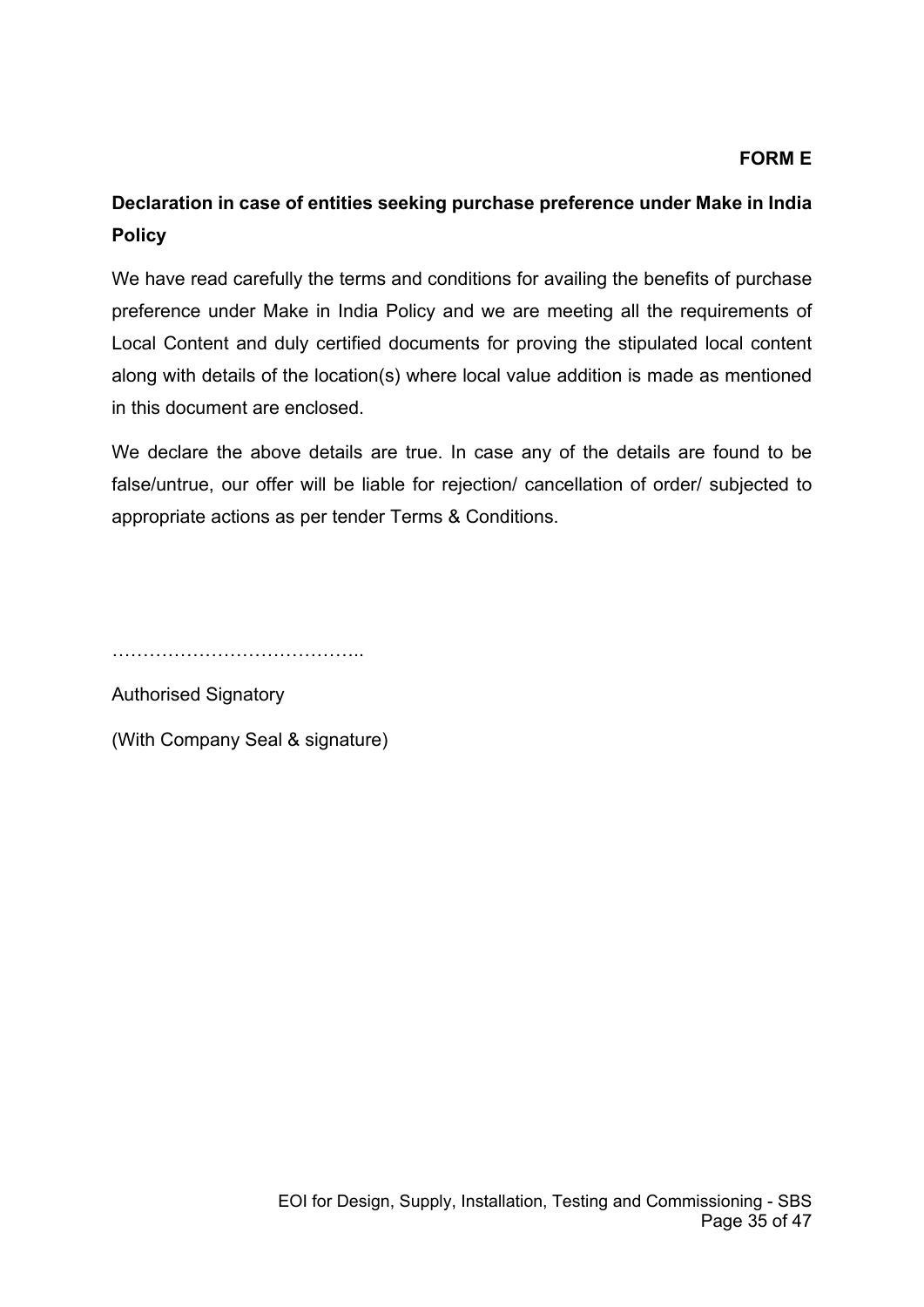**FORM E**

**Declaration in case of entities seeking purchase preference under Make in India Policy**

We have read carefully the terms and conditions for availing the benefits of purchase preference under Make in India Policy and we are meeting all the requirements of Local Content and duly certified documents for proving the stipulated local content along with details of the location(s) where local value addition is made as mentioned in this document are enclosed.

We declare the above details are true. In case any of the details are found to be false/untrue, our offer will be liable for rejection/ cancellation of order/ subjected to appropriate actions as per tender Terms & Conditions.

…………………………………..

Authorised Signatory

(With Company Seal & signature)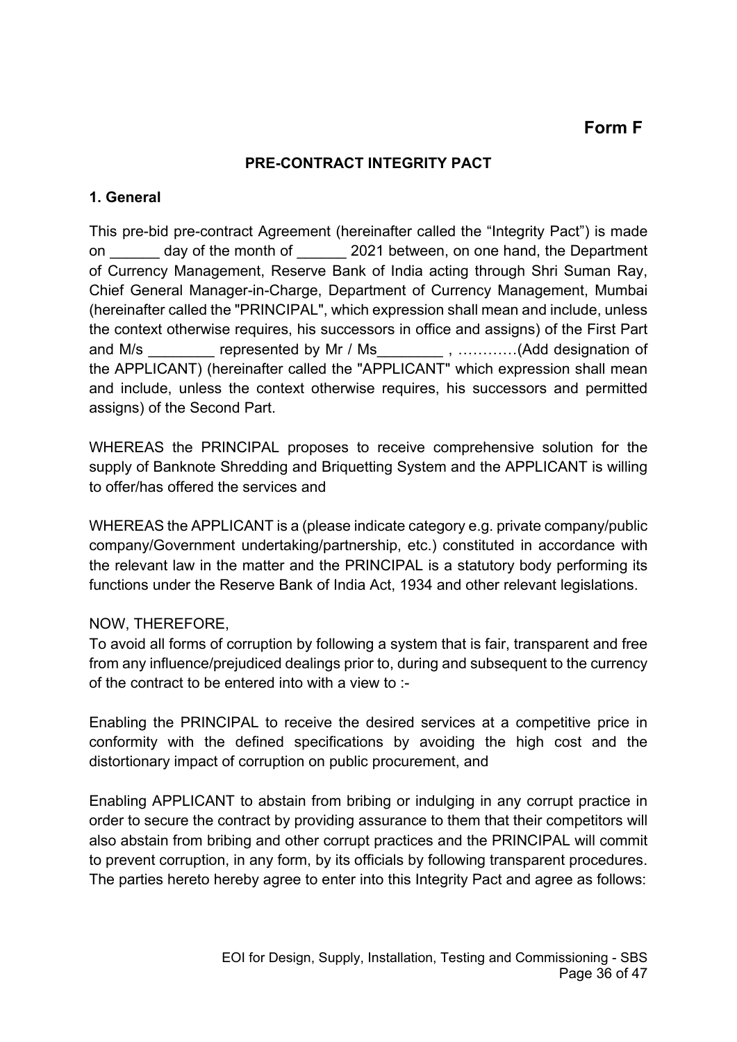**Form F**

## PRE-CONTRACT INTEGRITY PACT

### 1. General

This pre-bid pre-contract Agreement (hereinafter called the "Integrity Pact") is made on ______ day of the month of ______ 2021 between, on one hand, the Department of Currency Management, Reserve Bank of India acting through Shri Suman Ray, Chief General Manager-in-Charge, Department of Currency Management, Mumbai (hereinafter called the "PRINCIPAL", which expression shall mean and include, unless the context otherwise requires, his successors in office and assigns) of the First Part and M/s ________ represented by Mr / Ms________ , …………(Add designation of the APPLICANT) (hereinafter called the "APPLICANT" which expression shall mean and include, unless the context otherwise requires, his successors and permitted assigns) of the Second Part.

WHEREAS the PRINCIPAL proposes to receive comprehensive solution for the supply of Banknote Shredding and Briquetting System and the APPLICANT is willing to offer/has offered the services and

WHEREAS the APPLICANT is a (please indicate category e.g. private company/public company/Government undertaking/partnership, etc.) constituted in accordance with the relevant law in the matter and the PRINCIPAL is a statutory body performing its functions under the Reserve Bank of India Act, 1934 and other relevant legislations.

NOW, THEREFORE,
To avoid all forms of corruption by following a system that is fair, transparent and free from any influence/prejudiced dealings prior to, during and subsequent to the currency of the contract to be entered into with a view to :-

Enabling the PRINCIPAL to receive the desired services at a competitive price in conformity with the defined specifications by avoiding the high cost and the distortionary impact of corruption on public procurement, and

Enabling APPLICANT to abstain from bribing or indulging in any corrupt practice in order to secure the contract by providing assurance to them that their competitors will also abstain from bribing and other corrupt practices and the PRINCIPAL will commit to prevent corruption, in any form, by its officials by following transparent procedures. The parties hereto hereby agree to enter into this Integrity Pact and agree as follows: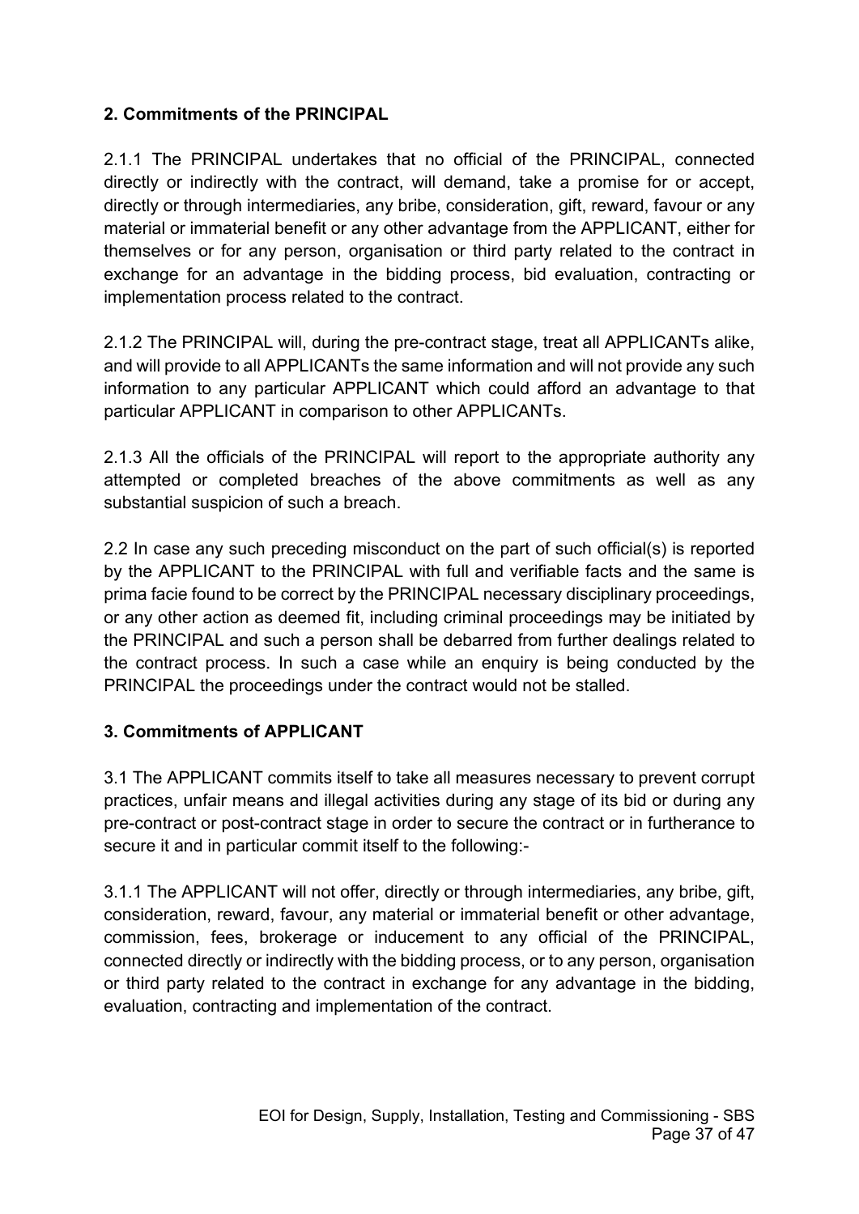## 2. Commitments of the PRINCIPAL

2.1.1 The PRINCIPAL undertakes that no official of the PRINCIPAL, connected directly or indirectly with the contract, will demand, take a promise for or accept, directly or through intermediaries, any bribe, consideration, gift, reward, favour or any material or immaterial benefit or any other advantage from the APPLICANT, either for themselves or for any person, organisation or third party related to the contract in exchange for an advantage in the bidding process, bid evaluation, contracting or implementation process related to the contract.

2.1.2 The PRINCIPAL will, during the pre-contract stage, treat all APPLICANTs alike, and will provide to all APPLICANTs the same information and will not provide any such information to any particular APPLICANT which could afford an advantage to that particular APPLICANT in comparison to other APPLICANTs.

2.1.3 All the officials of the PRINCIPAL will report to the appropriate authority any attempted or completed breaches of the above commitments as well as any substantial suspicion of such a breach.

2.2 In case any such preceding misconduct on the part of such official(s) is reported by the APPLICANT to the PRINCIPAL with full and verifiable facts and the same is prima facie found to be correct by the PRINCIPAL necessary disciplinary proceedings, or any other action as deemed fit, including criminal proceedings may be initiated by the PRINCIPAL and such a person shall be debarred from further dealings related to the contract process. In such a case while an enquiry is being conducted by the PRINCIPAL the proceedings under the contract would not be stalled.

## 3. Commitments of APPLICANT

3.1 The APPLICANT commits itself to take all measures necessary to prevent corrupt practices, unfair means and illegal activities during any stage of its bid or during any pre-contract or post-contract stage in order to secure the contract or in furtherance to secure it and in particular commit itself to the following:-

3.1.1 The APPLICANT will not offer, directly or through intermediaries, any bribe, gift, consideration, reward, favour, any material or immaterial benefit or other advantage, commission, fees, brokerage or inducement to any official of the PRINCIPAL, connected directly or indirectly with the bidding process, or to any person, organisation or third party related to the contract in exchange for any advantage in the bidding, evaluation, contracting and implementation of the contract.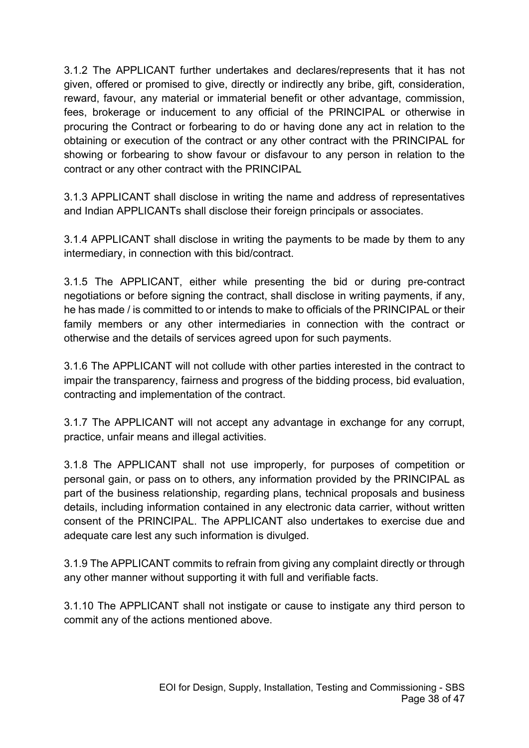3.1.2 The APPLICANT further undertakes and declares/represents that it has not given, offered or promised to give, directly or indirectly any bribe, gift, consideration, reward, favour, any material or immaterial benefit or other advantage, commission, fees, brokerage or inducement to any official of the PRINCIPAL or otherwise in procuring the Contract or forbearing to do or having done any act in relation to the obtaining or execution of the contract or any other contract with the PRINCIPAL for showing or forbearing to show favour or disfavour to any person in relation to the contract or any other contract with the PRINCIPAL

3.1.3 APPLICANT shall disclose in writing the name and address of representatives and Indian APPLICANTs shall disclose their foreign principals or associates.

3.1.4 APPLICANT shall disclose in writing the payments to be made by them to any intermediary, in connection with this bid/contract.

3.1.5 The APPLICANT, either while presenting the bid or during pre-contract negotiations or before signing the contract, shall disclose in writing payments, if any, he has made / is committed to or intends to make to officials of the PRINCIPAL or their family members or any other intermediaries in connection with the contract or otherwise and the details of services agreed upon for such payments.

3.1.6 The APPLICANT will not collude with other parties interested in the contract to impair the transparency, fairness and progress of the bidding process, bid evaluation, contracting and implementation of the contract.

3.1.7 The APPLICANT will not accept any advantage in exchange for any corrupt, practice, unfair means and illegal activities.

3.1.8 The APPLICANT shall not use improperly, for purposes of competition or personal gain, or pass on to others, any information provided by the PRINCIPAL as part of the business relationship, regarding plans, technical proposals and business details, including information contained in any electronic data carrier, without written consent of the PRINCIPAL. The APPLICANT also undertakes to exercise due and adequate care lest any such information is divulged.

3.1.9 The APPLICANT commits to refrain from giving any complaint directly or through any other manner without supporting it with full and verifiable facts.

3.1.10 The APPLICANT shall not instigate or cause to instigate any third person to commit any of the actions mentioned above.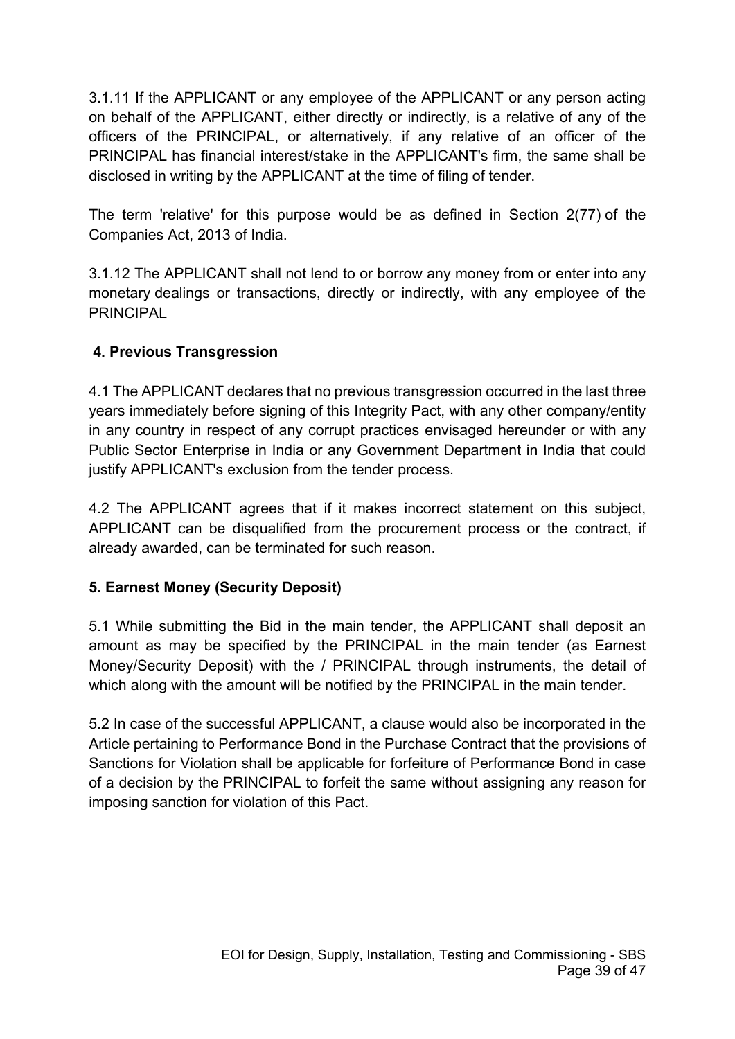3.1.11 If the APPLICANT or any employee of the APPLICANT or any person acting on behalf of the APPLICANT, either directly or indirectly, is a relative of any of the officers of the PRINCIPAL, or alternatively, if any relative of an officer of the PRINCIPAL has financial interest/stake in the APPLICANT's firm, the same shall be disclosed in writing by the APPLICANT at the time of filing of tender.

The term 'relative' for this purpose would be as defined in Section 2(77) of the Companies Act, 2013 of India.

3.1.12 The APPLICANT shall not lend to or borrow any money from or enter into any monetary dealings or transactions, directly or indirectly, with any employee of the PRINCIPAL

**4. Previous Transgression**

4.1 The APPLICANT declares that no previous transgression occurred in the last three years immediately before signing of this Integrity Pact, with any other company/entity in any country in respect of any corrupt practices envisaged hereunder or with any Public Sector Enterprise in India or any Government Department in India that could justify APPLICANT's exclusion from the tender process.

4.2 The APPLICANT agrees that if it makes incorrect statement on this subject, APPLICANT can be disqualified from the procurement process or the contract, if already awarded, can be terminated for such reason.

**5. Earnest Money (Security Deposit)**

5.1 While submitting the Bid in the main tender, the APPLICANT shall deposit an amount as may be specified by the PRINCIPAL in the main tender (as Earnest Money/Security Deposit) with the / PRINCIPAL through instruments, the detail of which along with the amount will be notified by the PRINCIPAL in the main tender.

5.2 In case of the successful APPLICANT, a clause would also be incorporated in the Article pertaining to Performance Bond in the Purchase Contract that the provisions of Sanctions for Violation shall be applicable for forfeiture of Performance Bond in case of a decision by the PRINCIPAL to forfeit the same without assigning any reason for imposing sanction for violation of this Pact.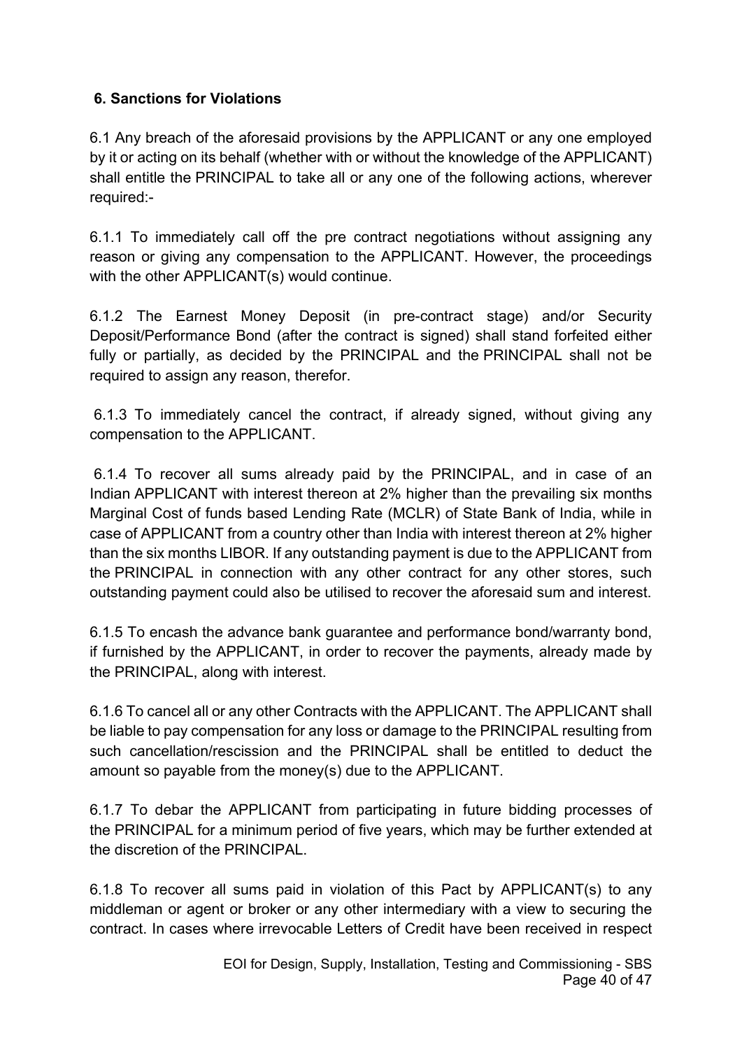### 6. Sanctions for Violations

6.1 Any breach of the aforesaid provisions by the APPLICANT or any one employed by it or acting on its behalf (whether with or without the knowledge of the APPLICANT) shall entitle the PRINCIPAL to take all or any one of the following actions, wherever required:-

6.1.1 To immediately call off the pre contract negotiations without assigning any reason or giving any compensation to the APPLICANT. However, the proceedings with the other APPLICANT(s) would continue.

6.1.2 The Earnest Money Deposit (in pre-contract stage) and/or Security Deposit/Performance Bond (after the contract is signed) shall stand forfeited either fully or partially, as decided by the PRINCIPAL and the PRINCIPAL shall not be required to assign any reason, therefor.

6.1.3 To immediately cancel the contract, if already signed, without giving any compensation to the APPLICANT.

6.1.4 To recover all sums already paid by the PRINCIPAL, and in case of an Indian APPLICANT with interest thereon at 2% higher than the prevailing six months Marginal Cost of funds based Lending Rate (MCLR) of State Bank of India, while in case of APPLICANT from a country other than India with interest thereon at 2% higher than the six months LIBOR. If any outstanding payment is due to the APPLICANT from the PRINCIPAL in connection with any other contract for any other stores, such outstanding payment could also be utilised to recover the aforesaid sum and interest.

6.1.5 To encash the advance bank guarantee and performance bond/warranty bond, if furnished by the APPLICANT, in order to recover the payments, already made by the PRINCIPAL, along with interest.

6.1.6 To cancel all or any other Contracts with the APPLICANT. The APPLICANT shall be liable to pay compensation for any loss or damage to the PRINCIPAL resulting from such cancellation/rescission and the PRINCIPAL shall be entitled to deduct the amount so payable from the money(s) due to the APPLICANT.

6.1.7 To debar the APPLICANT from participating in future bidding processes of the PRINCIPAL for a minimum period of five years, which may be further extended at the discretion of the PRINCIPAL.

6.1.8 To recover all sums paid in violation of this Pact by APPLICANT(s) to any middleman or agent or broker or any other intermediary with a view to securing the contract. In cases where irrevocable Letters of Credit have been received in respect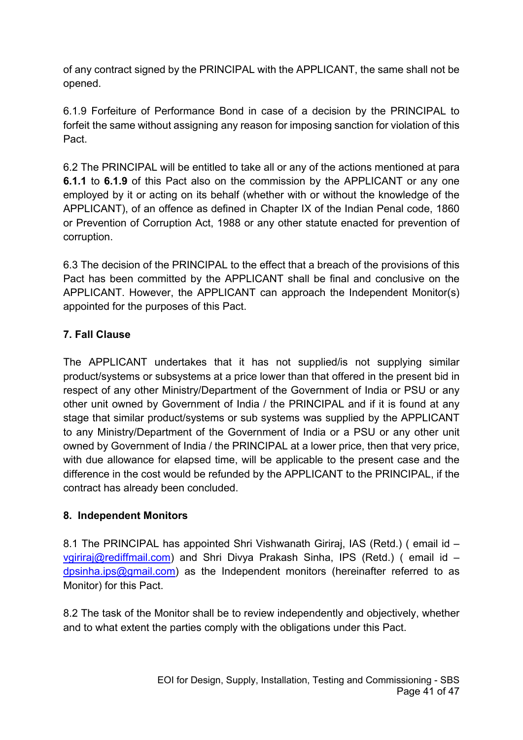of any contract signed by the PRINCIPAL with the APPLICANT, the same shall not be opened.

6.1.9 Forfeiture of Performance Bond in case of a decision by the PRINCIPAL to forfeit the same without assigning any reason for imposing sanction for violation of this Pact.

6.2 The PRINCIPAL will be entitled to take all or any of the actions mentioned at para **6.1.1** to **6.1.9** of this Pact also on the commission by the APPLICANT or any one employed by it or acting on its behalf (whether with or without the knowledge of the APPLICANT), of an offence as defined in Chapter IX of the Indian Penal code, 1860 or Prevention of Corruption Act, 1988 or any other statute enacted for prevention of corruption.

6.3 The decision of the PRINCIPAL to the effect that a breach of the provisions of this Pact has been committed by the APPLICANT shall be final and conclusive on the APPLICANT. However, the APPLICANT can approach the Independent Monitor(s) appointed for the purposes of this Pact.

### 7. Fall Clause

The APPLICANT undertakes that it has not supplied/is not supplying similar product/systems or subsystems at a price lower than that offered in the present bid in respect of any other Ministry/Department of the Government of India or PSU or any other unit owned by Government of India / the PRINCIPAL and if it is found at any stage that similar product/systems or sub systems was supplied by the APPLICANT to any Ministry/Department of the Government of India or a PSU or any other unit owned by Government of India / the PRINCIPAL at a lower price, then that very price, with due allowance for elapsed time, will be applicable to the present case and the difference in the cost would be refunded by the APPLICANT to the PRINCIPAL, if the contract has already been concluded.

### 8. Independent Monitors

8.1 The PRINCIPAL has appointed Shri Vishwanath Giriraj, IAS (Retd.) ( email id – vgiriraj@rediffmail.com) and Shri Divya Prakash Sinha, IPS (Retd.) ( email id – dpsinha.ips@gmail.com) as the Independent monitors (hereinafter referred to as Monitor) for this Pact.

8.2 The task of the Monitor shall be to review independently and objectively, whether and to what extent the parties comply with the obligations under this Pact.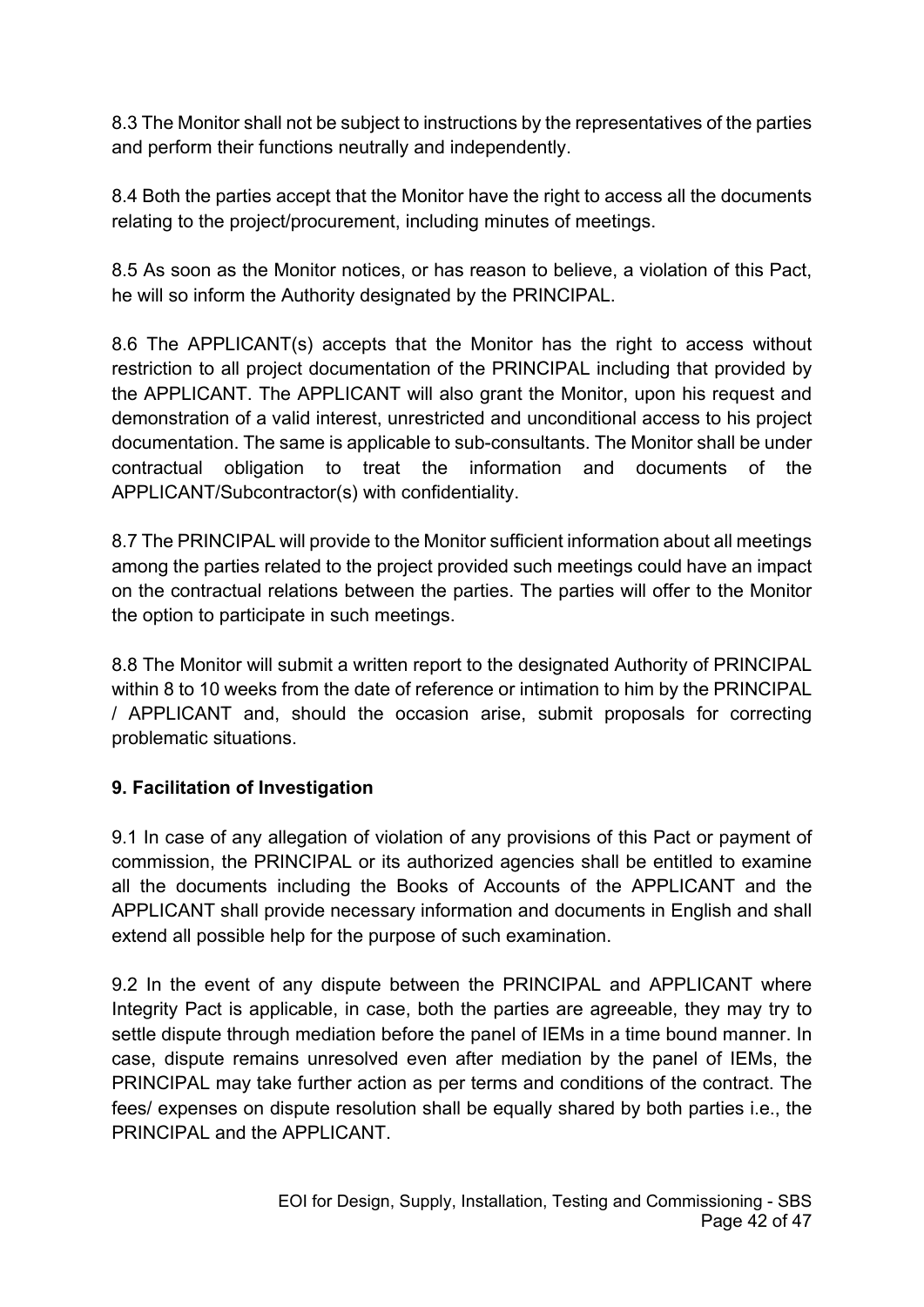8.3 The Monitor shall not be subject to instructions by the representatives of the parties and perform their functions neutrally and independently.

8.4 Both the parties accept that the Monitor have the right to access all the documents relating to the project/procurement, including minutes of meetings.

8.5 As soon as the Monitor notices, or has reason to believe, a violation of this Pact, he will so inform the Authority designated by the PRINCIPAL.

8.6 The APPLICANT(s) accepts that the Monitor has the right to access without restriction to all project documentation of the PRINCIPAL including that provided by the APPLICANT. The APPLICANT will also grant the Monitor, upon his request and demonstration of a valid interest, unrestricted and unconditional access to his project documentation. The same is applicable to sub-consultants. The Monitor shall be under contractual obligation to treat the information and documents of the APPLICANT/Subcontractor(s) with confidentiality.

8.7 The PRINCIPAL will provide to the Monitor sufficient information about all meetings among the parties related to the project provided such meetings could have an impact on the contractual relations between the parties. The parties will offer to the Monitor the option to participate in such meetings.

8.8 The Monitor will submit a written report to the designated Authority of PRINCIPAL within 8 to 10 weeks from the date of reference or intimation to him by the PRINCIPAL / APPLICANT and, should the occasion arise, submit proposals for correcting problematic situations.

**9. Facilitation of Investigation**

9.1 In case of any allegation of violation of any provisions of this Pact or payment of commission, the PRINCIPAL or its authorized agencies shall be entitled to examine all the documents including the Books of Accounts of the APPLICANT and the APPLICANT shall provide necessary information and documents in English and shall extend all possible help for the purpose of such examination.

9.2 In the event of any dispute between the PRINCIPAL and APPLICANT where Integrity Pact is applicable, in case, both the parties are agreeable, they may try to settle dispute through mediation before the panel of IEMs in a time bound manner. In case, dispute remains unresolved even after mediation by the panel of IEMs, the PRINCIPAL may take further action as per terms and conditions of the contract. The fees/ expenses on dispute resolution shall be equally shared by both parties i.e., the PRINCIPAL and the APPLICANT.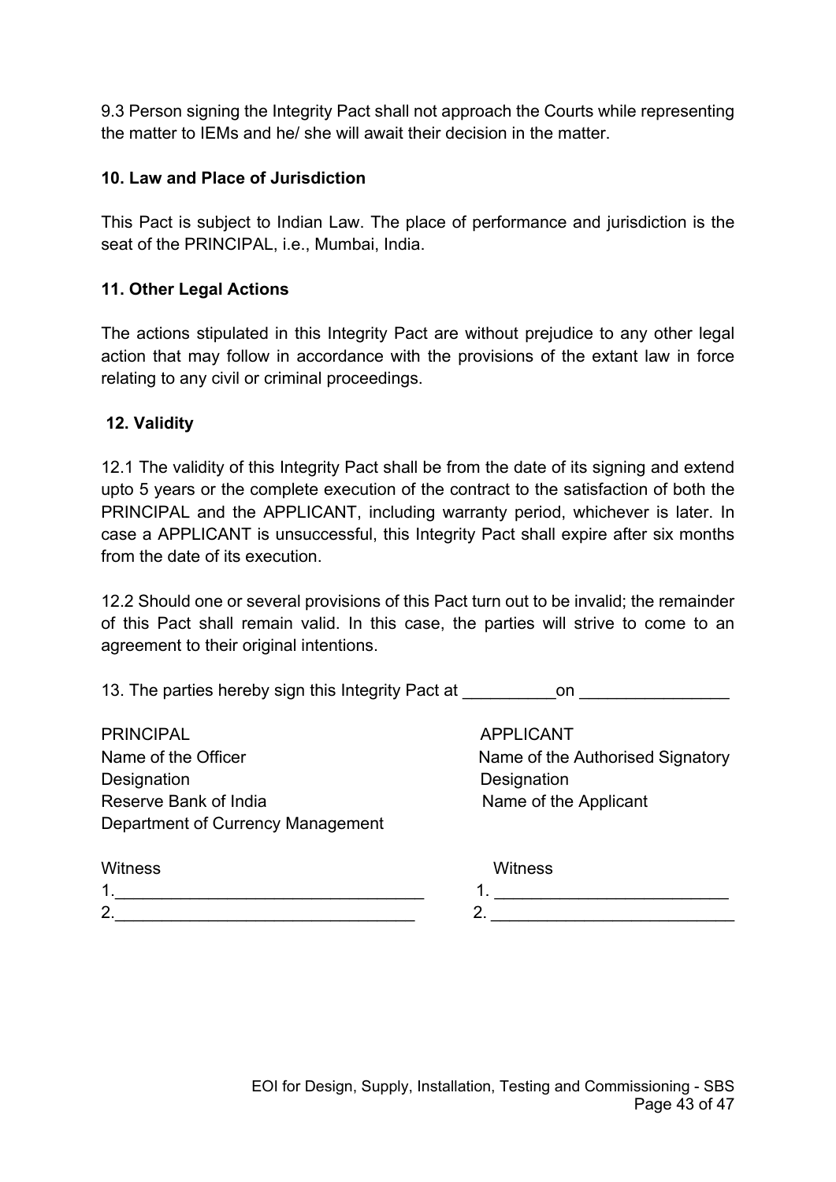9.3 Person signing the Integrity Pact shall not approach the Courts while representing the matter to IEMs and he/ she will await their decision in the matter.

**10. Law and Place of Jurisdiction**

This Pact is subject to Indian Law. The place of performance and jurisdiction is the seat of the PRINCIPAL, i.e., Mumbai, India.

**11. Other Legal Actions**

The actions stipulated in this Integrity Pact are without prejudice to any other legal action that may follow in accordance with the provisions of the extant law in force relating to any civil or criminal proceedings.

**12. Validity**

12.1 The validity of this Integrity Pact shall be from the date of its signing and extend upto 5 years or the complete execution of the contract to the satisfaction of both the PRINCIPAL and the APPLICANT, including warranty period, whichever is later. In case a APPLICANT is unsuccessful, this Integrity Pact shall expire after six months from the date of its execution.

12.2 Should one or several provisions of this Pact turn out to be invalid; the remainder of this Pact shall remain valid. In this case, the parties will strive to come to an agreement to their original intentions.

13. The parties hereby sign this Integrity Pact at __________on ________________

| PRINCIPAL | APPLICANT |
|---|---|
| Name of the Officer | Name of the Authorised Signatory |
| Designation | Designation |
| Reserve Bank of India | Name of the Applicant |
| Department of Currency Management | |

| Witness | Witness |
|---|---|
| 1.________________________________ | 1. _________________________ |
| 2.________________________________ | 2. __________________________ |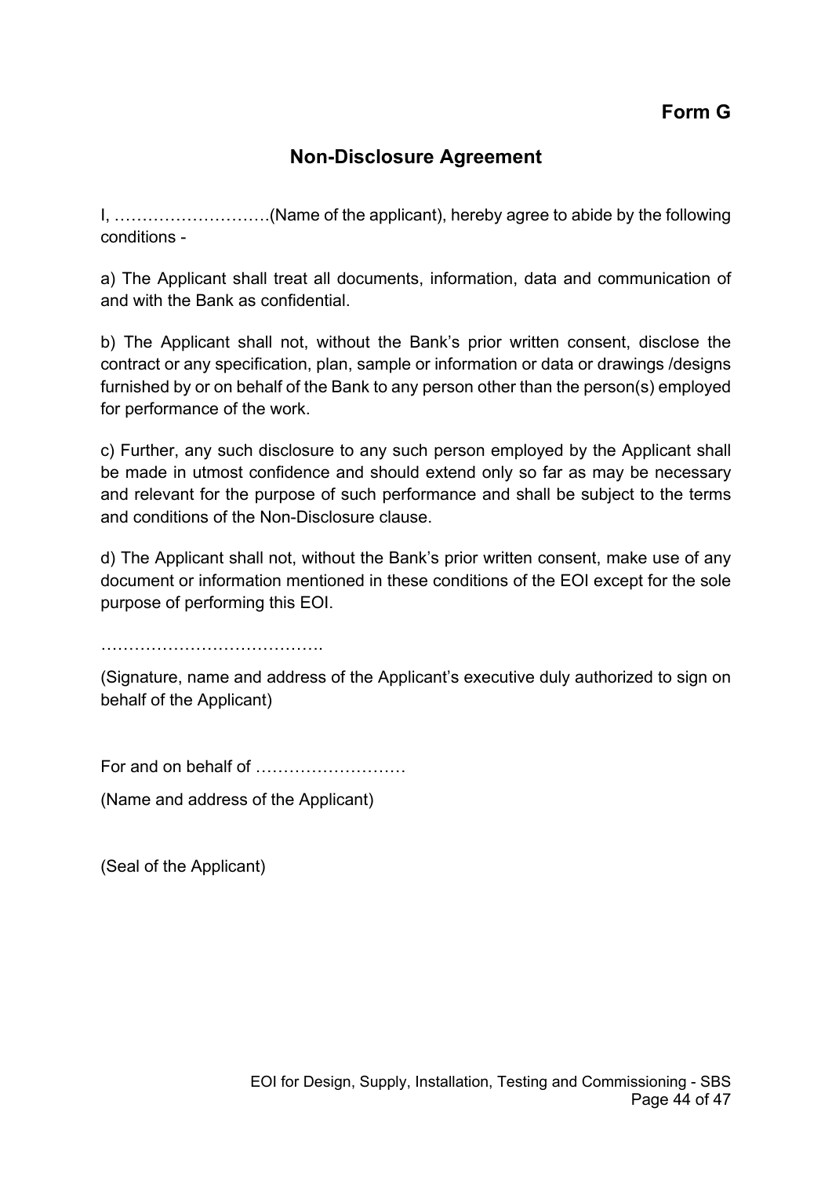**Form G**

## Non-Disclosure Agreement

I, ……………………….(Name of the applicant), hereby agree to abide by the following conditions -

a) The Applicant shall treat all documents, information, data and communication of and with the Bank as confidential.

b) The Applicant shall not, without the Bank's prior written consent, disclose the contract or any specification, plan, sample or information or data or drawings /designs furnished by or on behalf of the Bank to any person other than the person(s) employed for performance of the work.

c) Further, any such disclosure to any such person employed by the Applicant shall be made in utmost confidence and should extend only so far as may be necessary and relevant for the purpose of such performance and shall be subject to the terms and conditions of the Non-Disclosure clause.

d) The Applicant shall not, without the Bank's prior written consent, make use of any document or information mentioned in these conditions of the EOI except for the sole purpose of performing this EOI.

………………………………….

(Signature, name and address of the Applicant's executive duly authorized to sign on behalf of the Applicant)

For and on behalf of ………………………

(Name and address of the Applicant)

(Seal of the Applicant)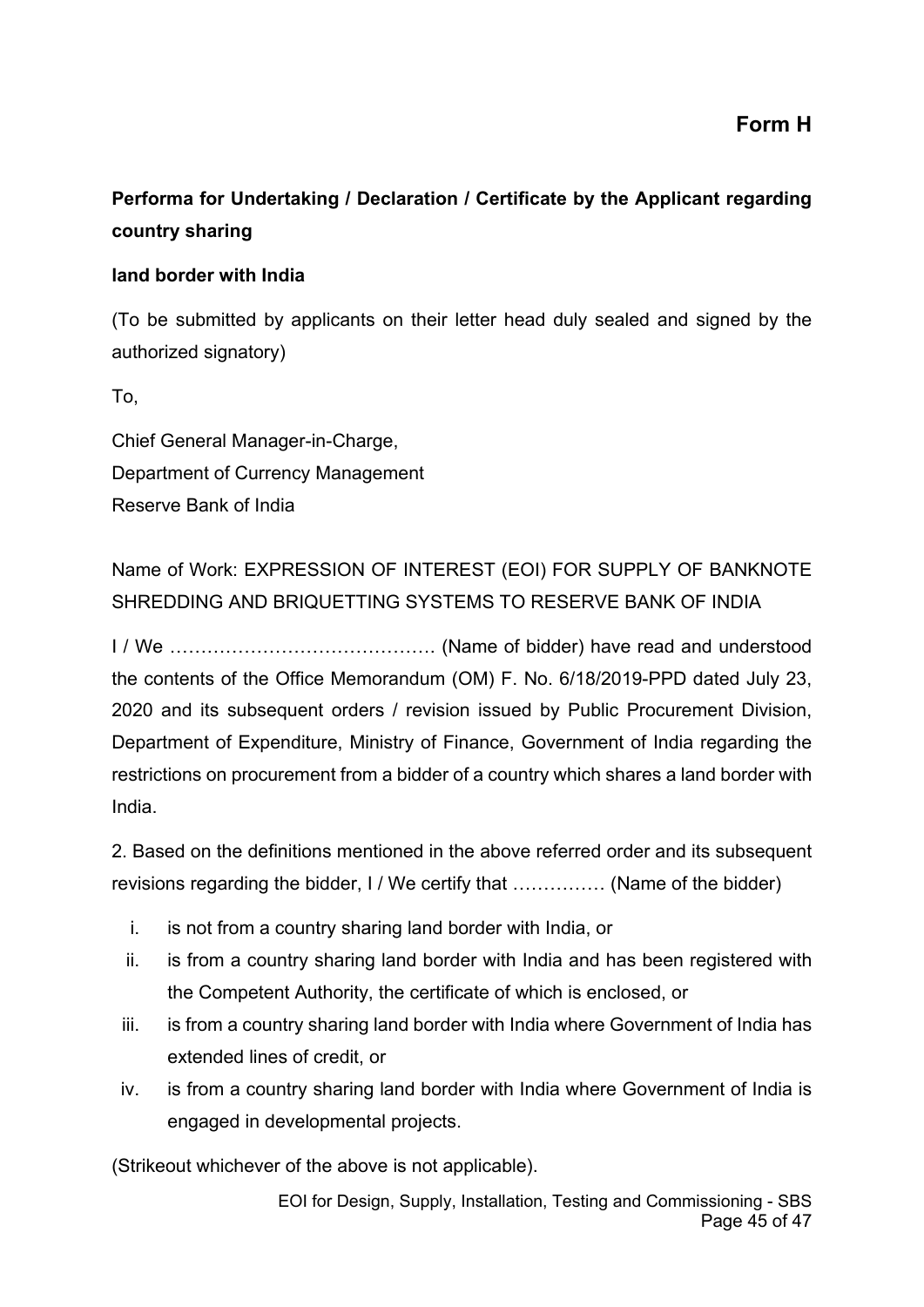# Form H

**Performa for Undertaking / Declaration / Certificate by the Applicant regarding country sharing**

**land border with India**

(To be submitted by applicants on their letter head duly sealed and signed by the authorized signatory)

To,

Chief General Manager-in-Charge,
Department of Currency Management
Reserve Bank of India

Name of Work: EXPRESSION OF INTEREST (EOI) FOR SUPPLY OF BANKNOTE SHREDDING AND BRIQUETTING SYSTEMS TO RESERVE BANK OF INDIA

I / We ……………………………………. (Name of bidder) have read and understood the contents of the Office Memorandum (OM) F. No. 6/18/2019-PPD dated July 23, 2020 and its subsequent orders / revision issued by Public Procurement Division, Department of Expenditure, Ministry of Finance, Government of India regarding the restrictions on procurement from a bidder of a country which shares a land border with India.

2. Based on the definitions mentioned in the above referred order and its subsequent revisions regarding the bidder, I / We certify that …………… (Name of the bidder)

i. is not from a country sharing land border with India, or
ii. is from a country sharing land border with India and has been registered with the Competent Authority, the certificate of which is enclosed, or
iii. is from a country sharing land border with India where Government of India has extended lines of credit, or
iv. is from a country sharing land border with India where Government of India is engaged in developmental projects.

(Strikeout whichever of the above is not applicable).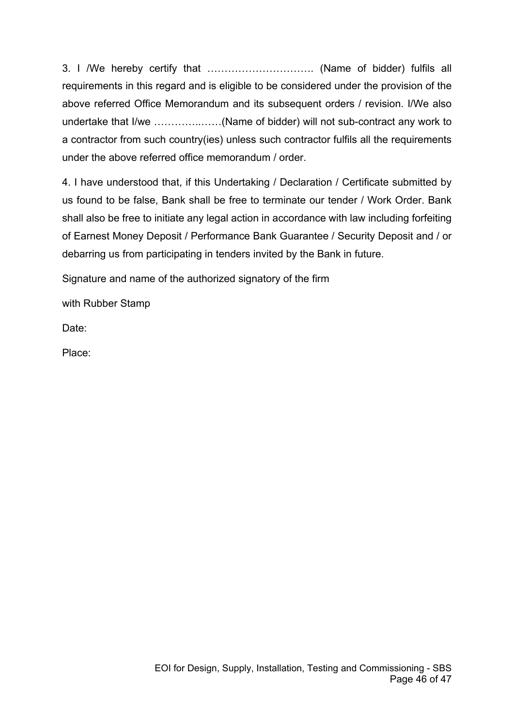3. I /We hereby certify that …………………………. (Name of bidder) fulfils all requirements in this regard and is eligible to be considered under the provision of the above referred Office Memorandum and its subsequent orders / revision. I/We also undertake that I/we ………….……(Name of bidder) will not sub-contract any work to a contractor from such country(ies) unless such contractor fulfils all the requirements under the above referred office memorandum / order.

4. I have understood that, if this Undertaking / Declaration / Certificate submitted by us found to be false, Bank shall be free to terminate our tender / Work Order. Bank shall also be free to initiate any legal action in accordance with law including forfeiting of Earnest Money Deposit / Performance Bank Guarantee / Security Deposit and / or debarring us from participating in tenders invited by the Bank in future.

Signature and name of the authorized signatory of the firm

with Rubber Stamp

Date:

Place: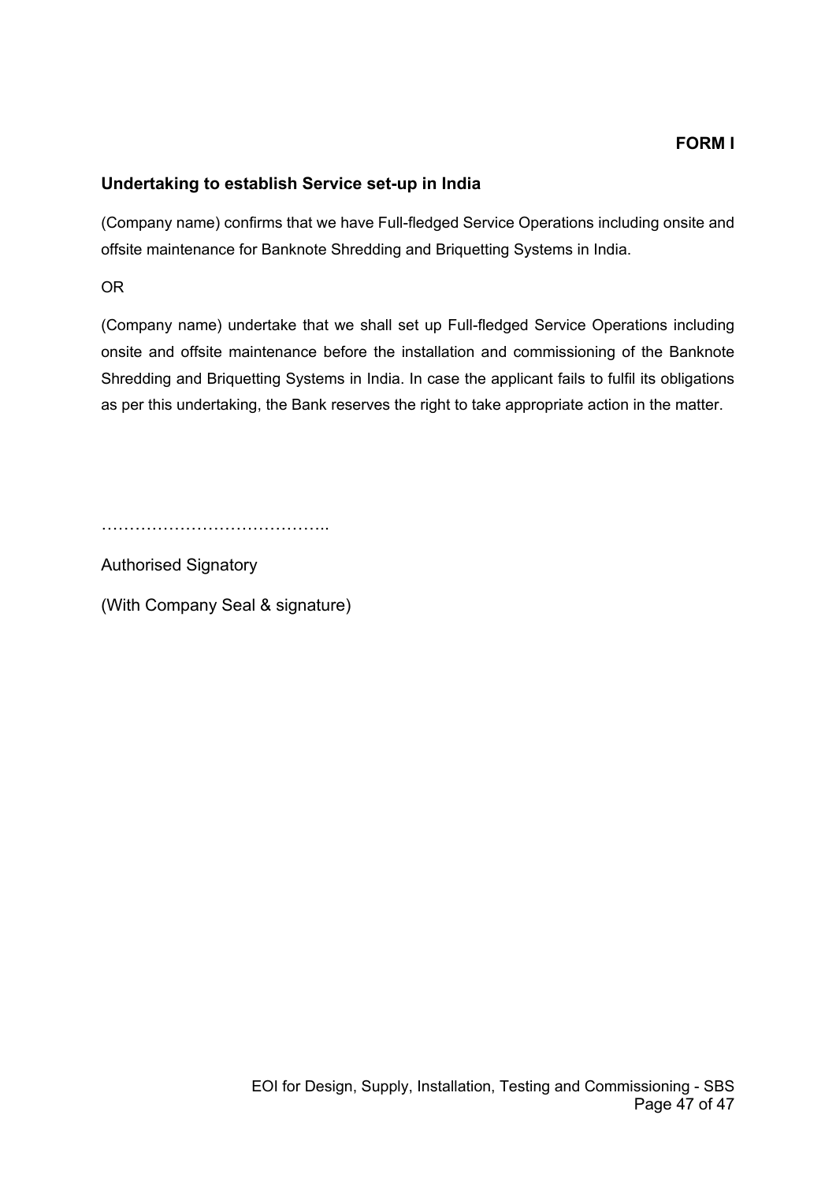**FORM I**

**Undertaking to establish Service set-up in India**

(Company name) confirms that we have Full-fledged Service Operations including onsite and offsite maintenance for Banknote Shredding and Briquetting Systems in India.

OR

(Company name) undertake that we shall set up Full-fledged Service Operations including onsite and offsite maintenance before the installation and commissioning of the Banknote Shredding and Briquetting Systems in India. In case the applicant fails to fulfil its obligations as per this undertaking, the Bank reserves the right to take appropriate action in the matter.

…………………………………..

Authorised Signatory

(With Company Seal & signature)